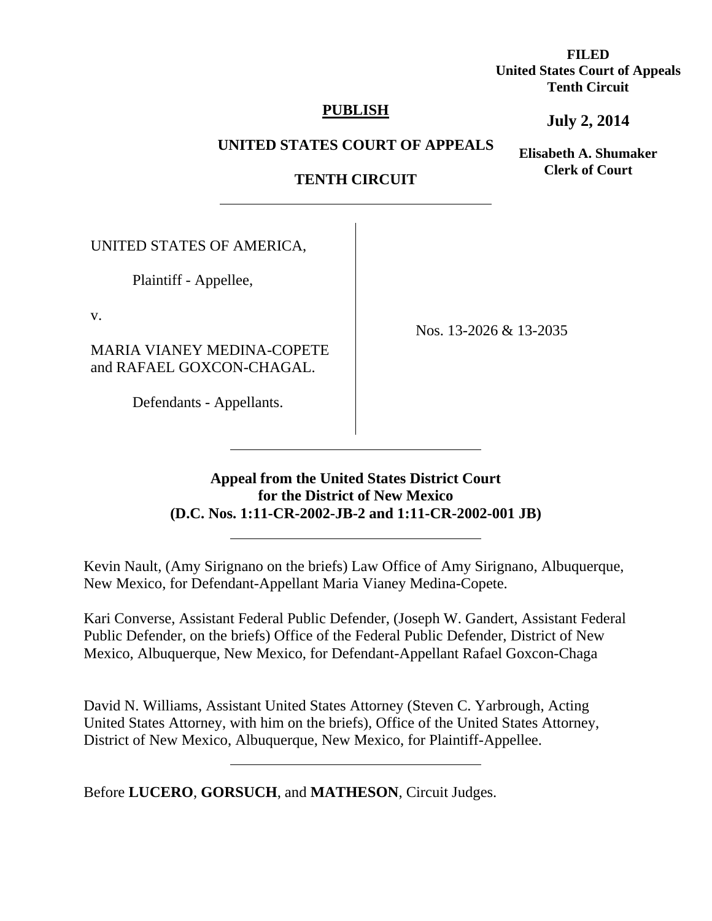**FILED**
**United States Court of Appeals**
**Tenth Circuit**

**July 2, 2014**

**Elisabeth A. Shumaker**
**Clerk of Court**

**PUBLISH**

**UNITED STATES COURT OF APPEALS**

**TENTH CIRCUIT**

---

UNITED STATES OF AMERICA,

Plaintiff - Appellee,

v.

MARIA VIANEY MEDINA-COPETE and RAFAEL GOXCON-CHAGAL.

Defendants - Appellants.

Nos. 13-2026 & 13-2035

---

**Appeal from the United States District Court for the District of New Mexico (D.C. Nos. 1:11-CR-2002-JB-2 and 1:11-CR-2002-001 JB)**

---

Kevin Nault, (Amy Sirignano on the briefs) Law Office of Amy Sirignano, Albuquerque, New Mexico, for Defendant-Appellant Maria Vianey Medina-Copete.

Kari Converse, Assistant Federal Public Defender, (Joseph W. Gandert, Assistant Federal Public Defender, on the briefs) Office of the Federal Public Defender, District of New Mexico, Albuquerque, New Mexico, for Defendant-Appellant Rafael Goxcon-Chaga

David N. Williams, Assistant United States Attorney (Steven C. Yarbrough, Acting United States Attorney, with him on the briefs), Office of the United States Attorney, District of New Mexico, Albuquerque, New Mexico, for Plaintiff-Appellee.

---

Before **LUCERO**, **GORSUCH**, and **MATHESON**, Circuit Judges.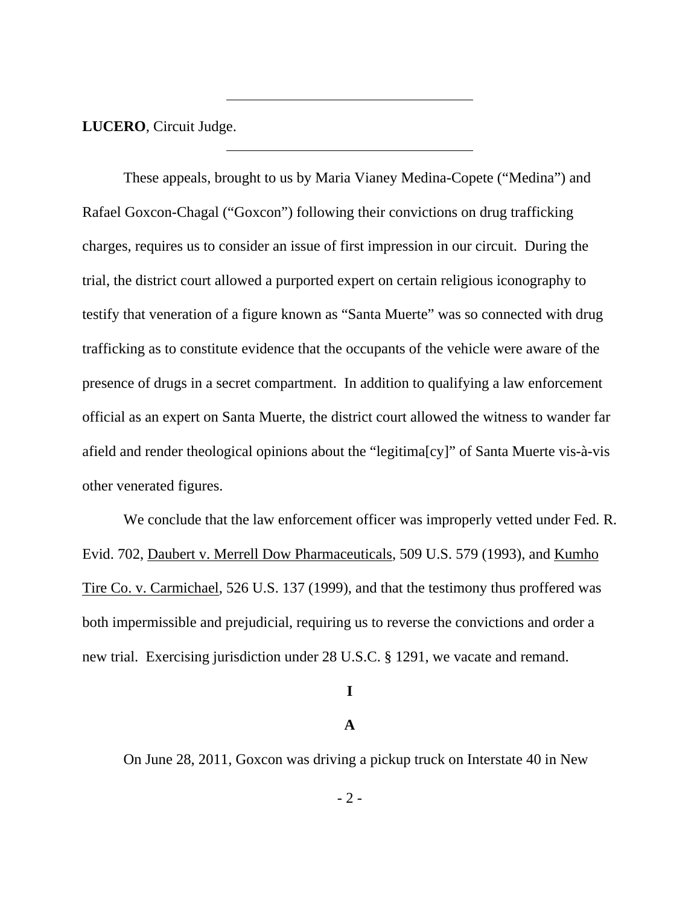**LUCERO**, Circuit Judge.

These appeals, brought to us by Maria Vianey Medina-Copete ("Medina") and Rafael Goxcon-Chagal ("Goxcon") following their convictions on drug trafficking charges, requires us to consider an issue of first impression in our circuit. During the trial, the district court allowed a purported expert on certain religious iconography to testify that veneration of a figure known as "Santa Muerte" was so connected with drug trafficking as to constitute evidence that the occupants of the vehicle were aware of the presence of drugs in a secret compartment. In addition to qualifying a law enforcement official as an expert on Santa Muerte, the district court allowed the witness to wander far afield and render theological opinions about the "legitima[cy]" of Santa Muerte vis-à-vis other venerated figures.

We conclude that the law enforcement officer was improperly vetted under Fed. R. Evid. 702, Daubert v. Merrell Dow Pharmaceuticals, 509 U.S. 579 (1993), and Kumho Tire Co. v. Carmichael, 526 U.S. 137 (1999), and that the testimony thus proffered was both impermissible and prejudicial, requiring us to reverse the convictions and order a new trial. Exercising jurisdiction under 28 U.S.C. § 1291, we vacate and remand.

## I

### A

On June 28, 2011, Goxcon was driving a pickup truck on Interstate 40 in New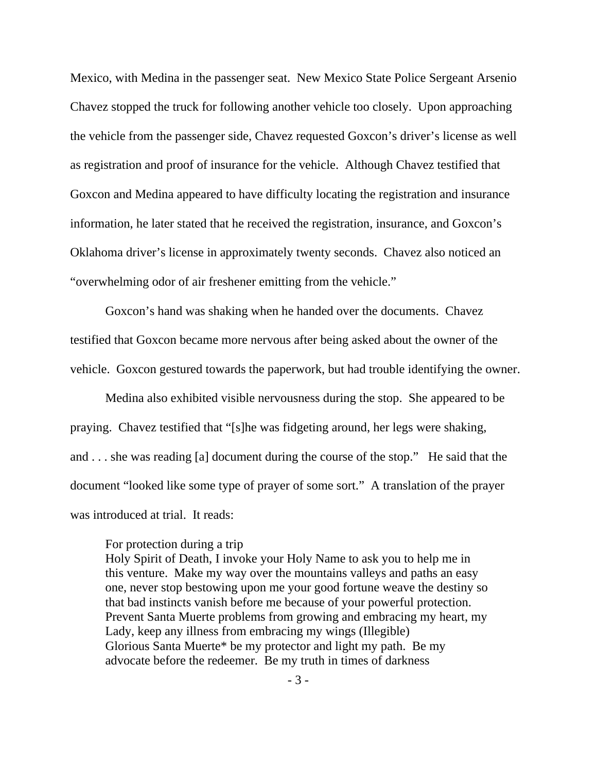Mexico, with Medina in the passenger seat. New Mexico State Police Sergeant Arsenio Chavez stopped the truck for following another vehicle too closely. Upon approaching the vehicle from the passenger side, Chavez requested Goxcon's driver's license as well as registration and proof of insurance for the vehicle. Although Chavez testified that Goxcon and Medina appeared to have difficulty locating the registration and insurance information, he later stated that he received the registration, insurance, and Goxcon's Oklahoma driver's license in approximately twenty seconds. Chavez also noticed an "overwhelming odor of air freshener emitting from the vehicle."

Goxcon's hand was shaking when he handed over the documents. Chavez testified that Goxcon became more nervous after being asked about the owner of the vehicle. Goxcon gestured towards the paperwork, but had trouble identifying the owner.

Medina also exhibited visible nervousness during the stop. She appeared to be praying. Chavez testified that "[s]he was fidgeting around, her legs were shaking, and . . . she was reading [a] document during the course of the stop." He said that the document "looked like some type of prayer of some sort." A translation of the prayer was introduced at trial. It reads:

> For protection during a trip
> Holy Spirit of Death, I invoke your Holy Name to ask you to help me in this venture. Make my way over the mountains valleys and paths an easy one, never stop bestowing upon me your good fortune weave the destiny so that bad instincts vanish before me because of your powerful protection. Prevent Santa Muerte problems from growing and embracing my heart, my Lady, keep any illness from embracing my wings (Illegible)
> Glorious Santa Muerte* be my protector and light my path. Be my advocate before the redeemer. Be my truth in times of darkness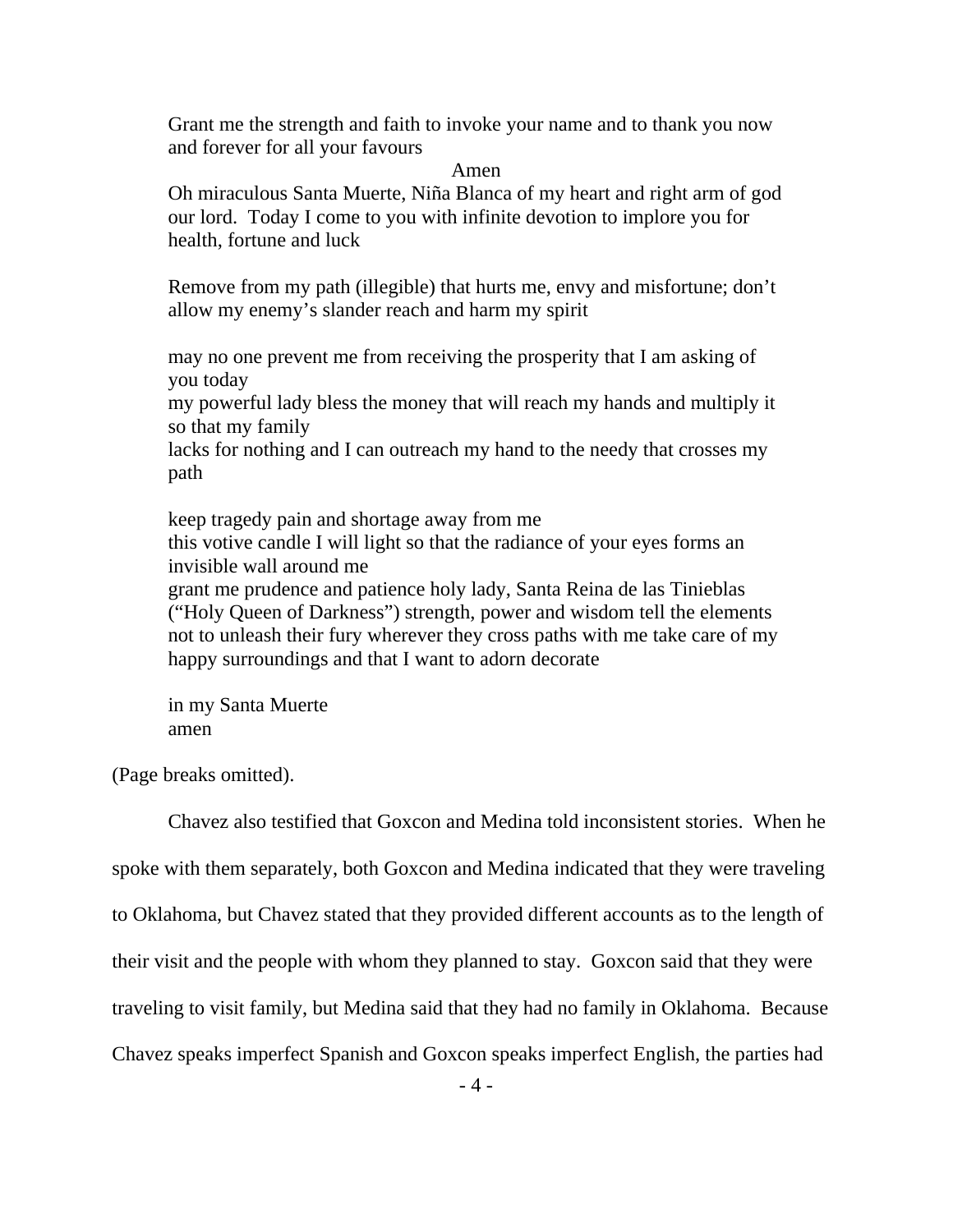> Grant me the strength and faith to invoke your name and to thank you now and forever for all your favours
>
> Amen
>
> Oh miraculous Santa Muerte, Niña Blanca of my heart and right arm of god our lord. Today I come to you with infinite devotion to implore you for health, fortune and luck
>
> Remove from my path (illegible) that hurts me, envy and misfortune; don't allow my enemy's slander reach and harm my spirit
>
> may no one prevent me from receiving the prosperity that I am asking of you today
> my powerful lady bless the money that will reach my hands and multiply it so that my family
> lacks for nothing and I can outreach my hand to the needy that crosses my path
>
> keep tragedy pain and shortage away from me
> this votive candle I will light so that the radiance of your eyes forms an invisible wall around me
> grant me prudence and patience holy lady, Santa Reina de las Tinieblas ("Holy Queen of Darkness") strength, power and wisdom tell the elements not to unleash their fury wherever they cross paths with me take care of my happy surroundings and that I want to adorn decorate
>
> in my Santa Muerte
> amen

(Page breaks omitted).

Chavez also testified that Goxcon and Medina told inconsistent stories. When he spoke with them separately, both Goxcon and Medina indicated that they were traveling to Oklahoma, but Chavez stated that they provided different accounts as to the length of their visit and the people with whom they planned to stay. Goxcon said that they were traveling to visit family, but Medina said that they had no family in Oklahoma. Because Chavez speaks imperfect Spanish and Goxcon speaks imperfect English, the parties had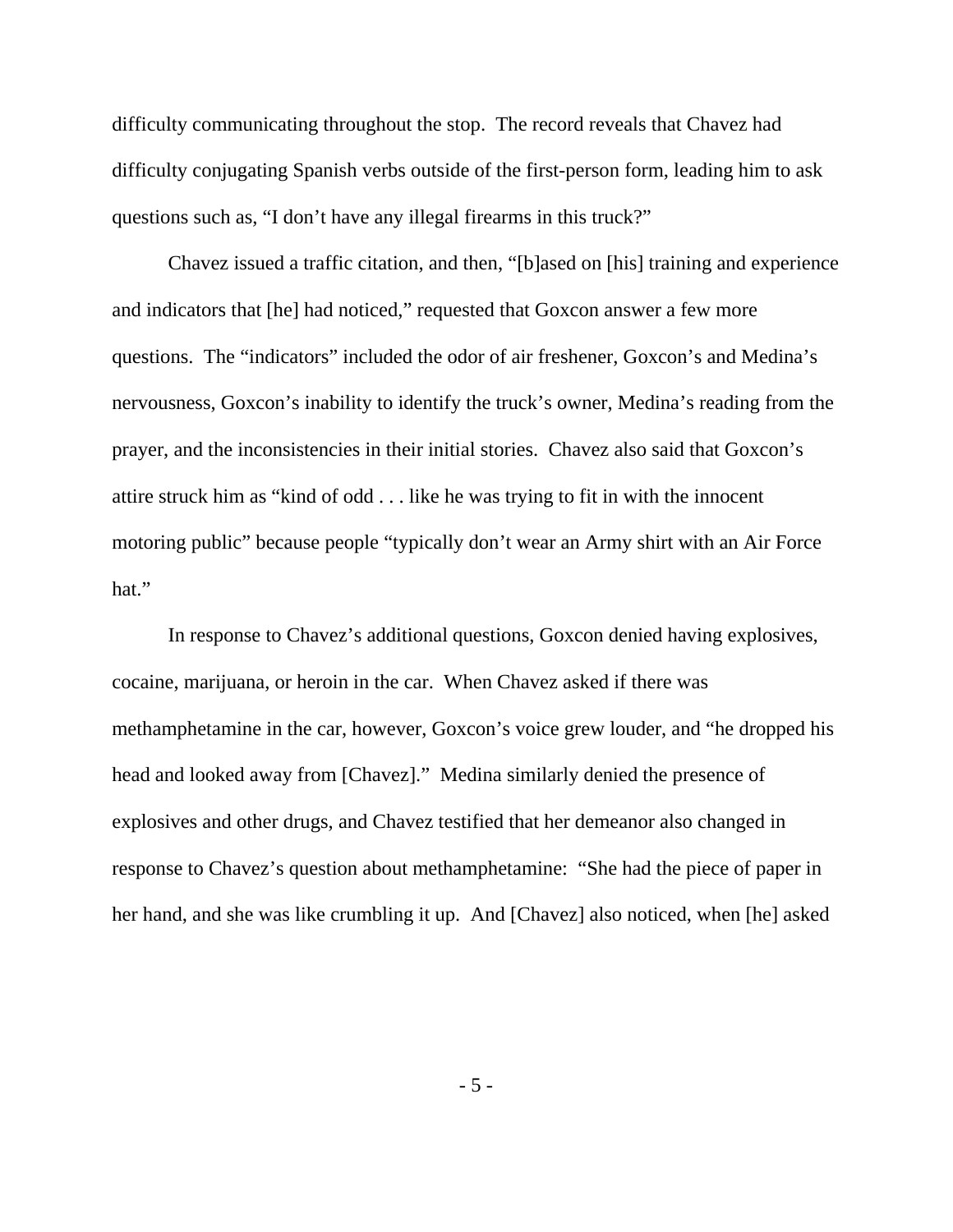difficulty communicating throughout the stop. The record reveals that Chavez had difficulty conjugating Spanish verbs outside of the first-person form, leading him to ask questions such as, "I don't have any illegal firearms in this truck?"

Chavez issued a traffic citation, and then, "[b]ased on [his] training and experience and indicators that [he] had noticed," requested that Goxcon answer a few more questions. The "indicators" included the odor of air freshener, Goxcon's and Medina's nervousness, Goxcon's inability to identify the truck's owner, Medina's reading from the prayer, and the inconsistencies in their initial stories. Chavez also said that Goxcon's attire struck him as "kind of odd . . . like he was trying to fit in with the innocent motoring public" because people "typically don't wear an Army shirt with an Air Force hat."

In response to Chavez's additional questions, Goxcon denied having explosives, cocaine, marijuana, or heroin in the car. When Chavez asked if there was methamphetamine in the car, however, Goxcon's voice grew louder, and "he dropped his head and looked away from [Chavez]." Medina similarly denied the presence of explosives and other drugs, and Chavez testified that her demeanor also changed in response to Chavez's question about methamphetamine: "She had the piece of paper in her hand, and she was like crumbling it up. And [Chavez] also noticed, when [he] asked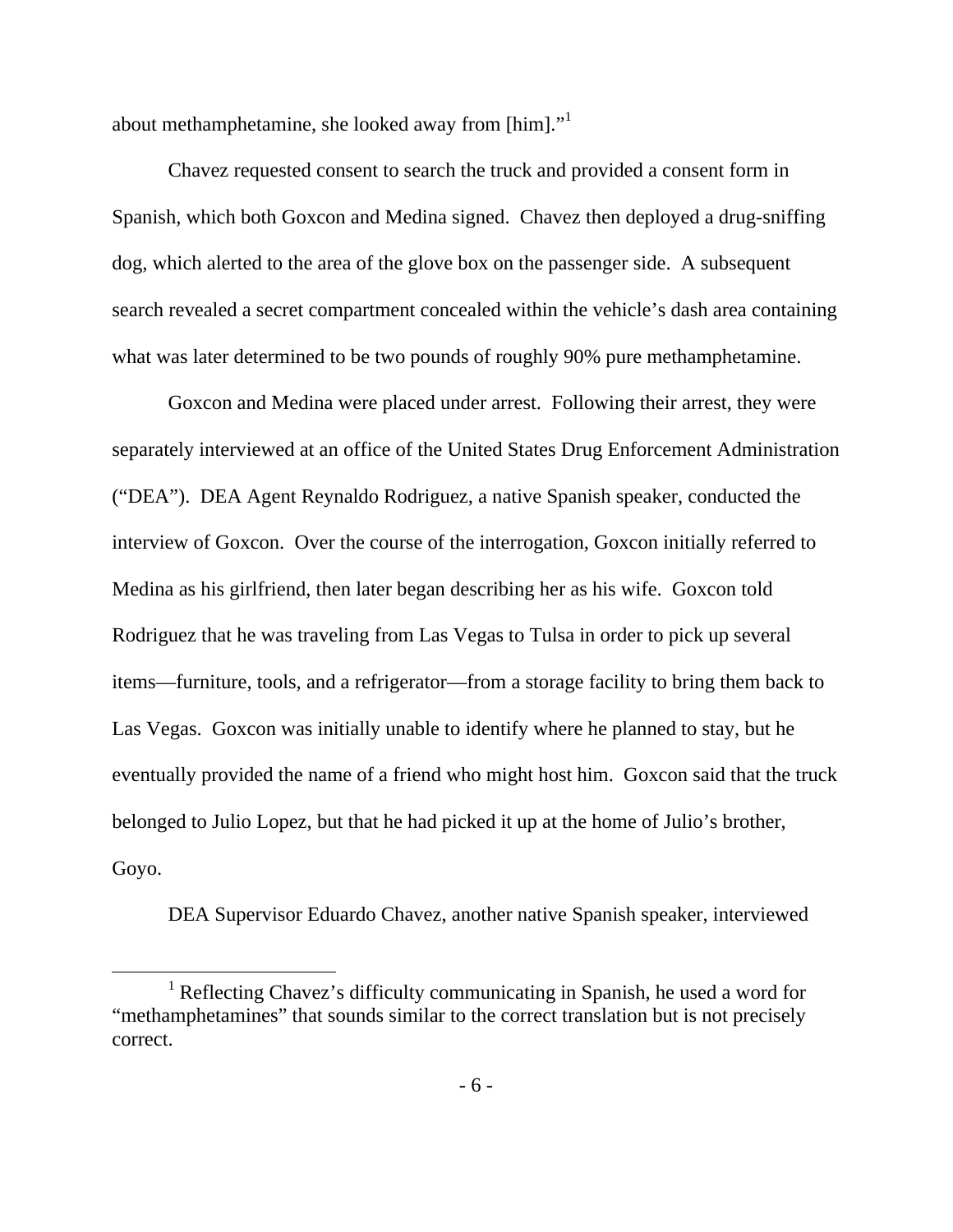about methamphetamine, she looked away from [him]."[1]

Chavez requested consent to search the truck and provided a consent form in Spanish, which both Goxcon and Medina signed. Chavez then deployed a drug-sniffing dog, which alerted to the area of the glove box on the passenger side. A subsequent search revealed a secret compartment concealed within the vehicle's dash area containing what was later determined to be two pounds of roughly 90% pure methamphetamine.

Goxcon and Medina were placed under arrest. Following their arrest, they were separately interviewed at an office of the United States Drug Enforcement Administration ("DEA"). DEA Agent Reynaldo Rodriguez, a native Spanish speaker, conducted the interview of Goxcon. Over the course of the interrogation, Goxcon initially referred to Medina as his girlfriend, then later began describing her as his wife. Goxcon told Rodriguez that he was traveling from Las Vegas to Tulsa in order to pick up several items—furniture, tools, and a refrigerator—from a storage facility to bring them back to Las Vegas. Goxcon was initially unable to identify where he planned to stay, but he eventually provided the name of a friend who might host him. Goxcon said that the truck belonged to Julio Lopez, but that he had picked it up at the home of Julio's brother, Goyo.

DEA Supervisor Eduardo Chavez, another native Spanish speaker, interviewed

[1] Reflecting Chavez's difficulty communicating in Spanish, he used a word for "methamphetamines" that sounds similar to the correct translation but is not precisely correct.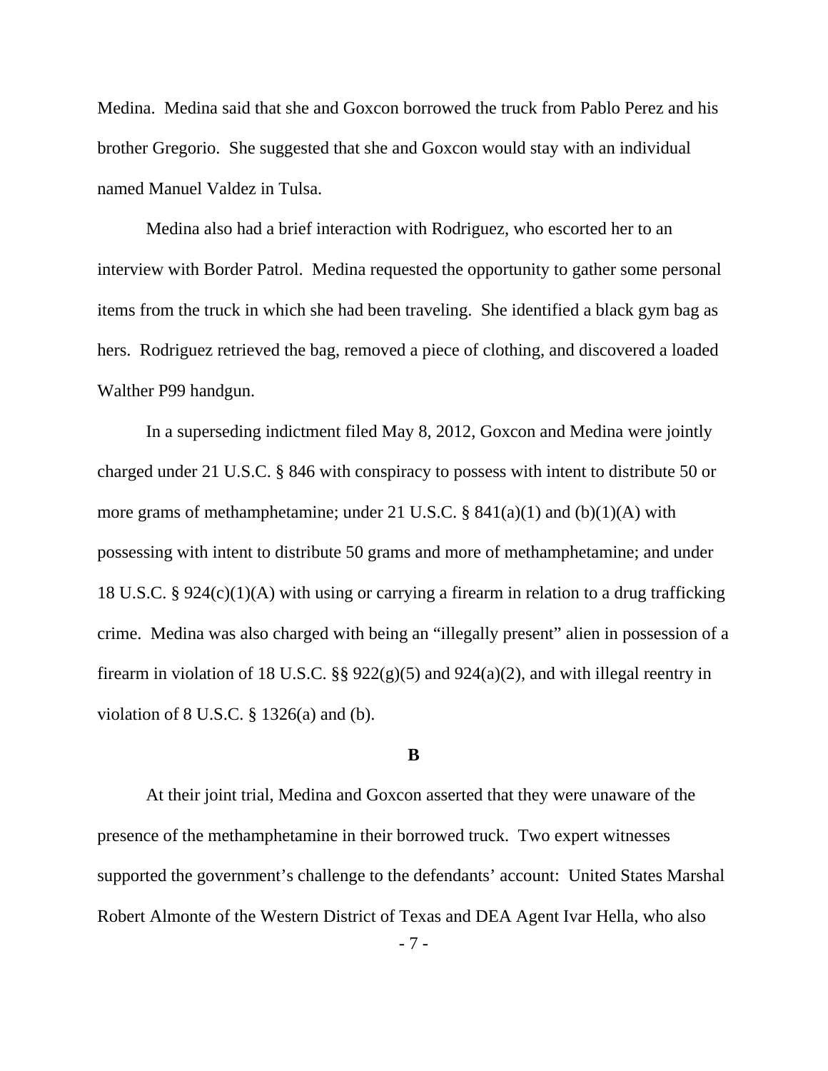Medina. Medina said that she and Goxcon borrowed the truck from Pablo Perez and his brother Gregorio. She suggested that she and Goxcon would stay with an individual named Manuel Valdez in Tulsa.

Medina also had a brief interaction with Rodriguez, who escorted her to an interview with Border Patrol. Medina requested the opportunity to gather some personal items from the truck in which she had been traveling. She identified a black gym bag as hers. Rodriguez retrieved the bag, removed a piece of clothing, and discovered a loaded Walther P99 handgun.

In a superseding indictment filed May 8, 2012, Goxcon and Medina were jointly charged under 21 U.S.C. § 846 with conspiracy to possess with intent to distribute 50 or more grams of methamphetamine; under 21 U.S.C. § 841(a)(1) and (b)(1)(A) with possessing with intent to distribute 50 grams and more of methamphetamine; and under 18 U.S.C. § 924(c)(1)(A) with using or carrying a firearm in relation to a drug trafficking crime. Medina was also charged with being an "illegally present" alien in possession of a firearm in violation of 18 U.S.C. §§ 922(g)(5) and 924(a)(2), and with illegal reentry in violation of 8 U.S.C. § 1326(a) and (b).

## B

At their joint trial, Medina and Goxcon asserted that they were unaware of the presence of the methamphetamine in their borrowed truck. Two expert witnesses supported the government's challenge to the defendants' account: United States Marshal Robert Almonte of the Western District of Texas and DEA Agent Ivar Hella, who also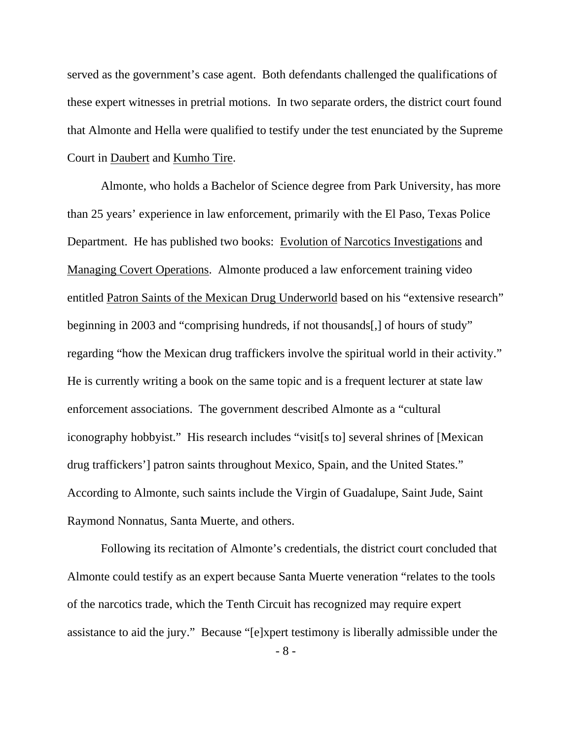served as the government's case agent. Both defendants challenged the qualifications of these expert witnesses in pretrial motions. In two separate orders, the district court found that Almonte and Hella were qualified to testify under the test enunciated by the Supreme Court in Daubert and Kumho Tire.

Almonte, who holds a Bachelor of Science degree from Park University, has more than 25 years' experience in law enforcement, primarily with the El Paso, Texas Police Department. He has published two books: Evolution of Narcotics Investigations and Managing Covert Operations. Almonte produced a law enforcement training video entitled Patron Saints of the Mexican Drug Underworld based on his "extensive research" beginning in 2003 and "comprising hundreds, if not thousands[,] of hours of study" regarding "how the Mexican drug traffickers involve the spiritual world in their activity." He is currently writing a book on the same topic and is a frequent lecturer at state law enforcement associations. The government described Almonte as a "cultural iconography hobbyist." His research includes "visit[s to] several shrines of [Mexican drug traffickers'] patron saints throughout Mexico, Spain, and the United States." According to Almonte, such saints include the Virgin of Guadalupe, Saint Jude, Saint Raymond Nonnatus, Santa Muerte, and others.

Following its recitation of Almonte's credentials, the district court concluded that Almonte could testify as an expert because Santa Muerte veneration "relates to the tools of the narcotics trade, which the Tenth Circuit has recognized may require expert assistance to aid the jury." Because "[e]xpert testimony is liberally admissible under the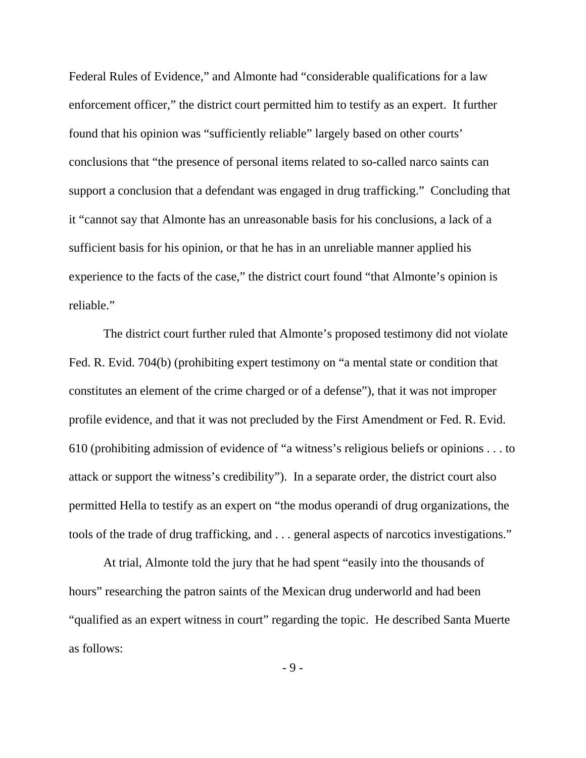Federal Rules of Evidence," and Almonte had "considerable qualifications for a law enforcement officer," the district court permitted him to testify as an expert. It further found that his opinion was "sufficiently reliable" largely based on other courts' conclusions that "the presence of personal items related to so-called narco saints can support a conclusion that a defendant was engaged in drug trafficking." Concluding that it "cannot say that Almonte has an unreasonable basis for his conclusions, a lack of a sufficient basis for his opinion, or that he has in an unreliable manner applied his experience to the facts of the case," the district court found "that Almonte's opinion is reliable."

The district court further ruled that Almonte's proposed testimony did not violate Fed. R. Evid. 704(b) (prohibiting expert testimony on "a mental state or condition that constitutes an element of the crime charged or of a defense"), that it was not improper profile evidence, and that it was not precluded by the First Amendment or Fed. R. Evid. 610 (prohibiting admission of evidence of "a witness's religious beliefs or opinions . . . to attack or support the witness's credibility"). In a separate order, the district court also permitted Hella to testify as an expert on "the modus operandi of drug organizations, the tools of the trade of drug trafficking, and . . . general aspects of narcotics investigations."

At trial, Almonte told the jury that he had spent "easily into the thousands of hours" researching the patron saints of the Mexican drug underworld and had been "qualified as an expert witness in court" regarding the topic. He described Santa Muerte as follows: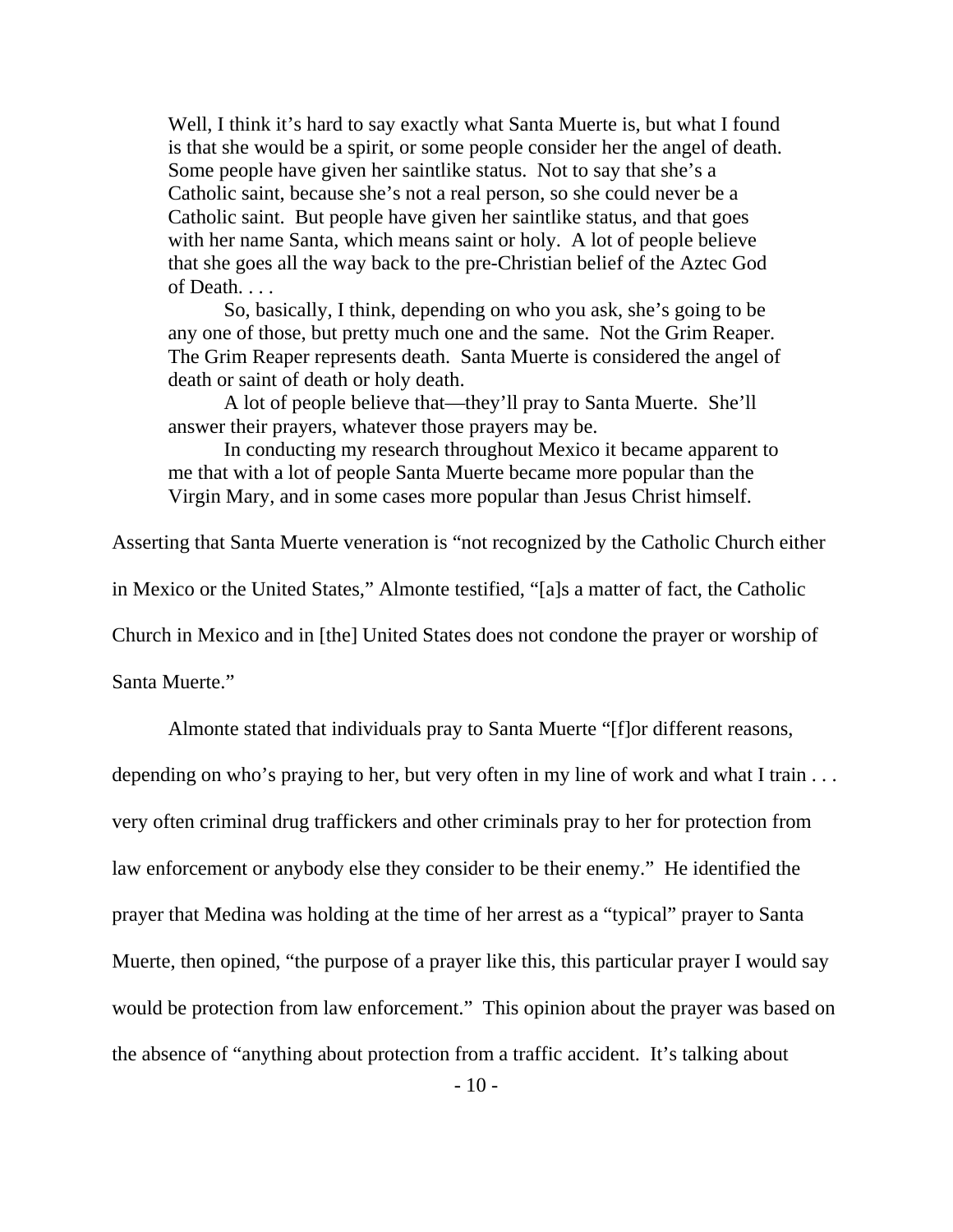> Well, I think it's hard to say exactly what Santa Muerte is, but what I found is that she would be a spirit, or some people consider her the angel of death. Some people have given her saintlike status. Not to say that she's a Catholic saint, because she's not a real person, so she could never be a Catholic saint. But people have given her saintlike status, and that goes with her name Santa, which means saint or holy. A lot of people believe that she goes all the way back to the pre-Christian belief of the Aztec God of Death. . . .
>
> So, basically, I think, depending on who you ask, she's going to be any one of those, but pretty much one and the same. Not the Grim Reaper. The Grim Reaper represents death. Santa Muerte is considered the angel of death or saint of death or holy death.
>
> A lot of people believe that—they'll pray to Santa Muerte. She'll answer their prayers, whatever those prayers may be.
>
> In conducting my research throughout Mexico it became apparent to me that with a lot of people Santa Muerte became more popular than the Virgin Mary, and in some cases more popular than Jesus Christ himself.

Asserting that Santa Muerte veneration is "not recognized by the Catholic Church either in Mexico or the United States," Almonte testified, "[a]s a matter of fact, the Catholic Church in Mexico and in [the] United States does not condone the prayer or worship of Santa Muerte."

Almonte stated that individuals pray to Santa Muerte "[f]or different reasons, depending on who's praying to her, but very often in my line of work and what I train . . . very often criminal drug traffickers and other criminals pray to her for protection from law enforcement or anybody else they consider to be their enemy." He identified the prayer that Medina was holding at the time of her arrest as a "typical" prayer to Santa Muerte, then opined, "the purpose of a prayer like this, this particular prayer I would say would be protection from law enforcement." This opinion about the prayer was based on the absence of "anything about protection from a traffic accident. It's talking about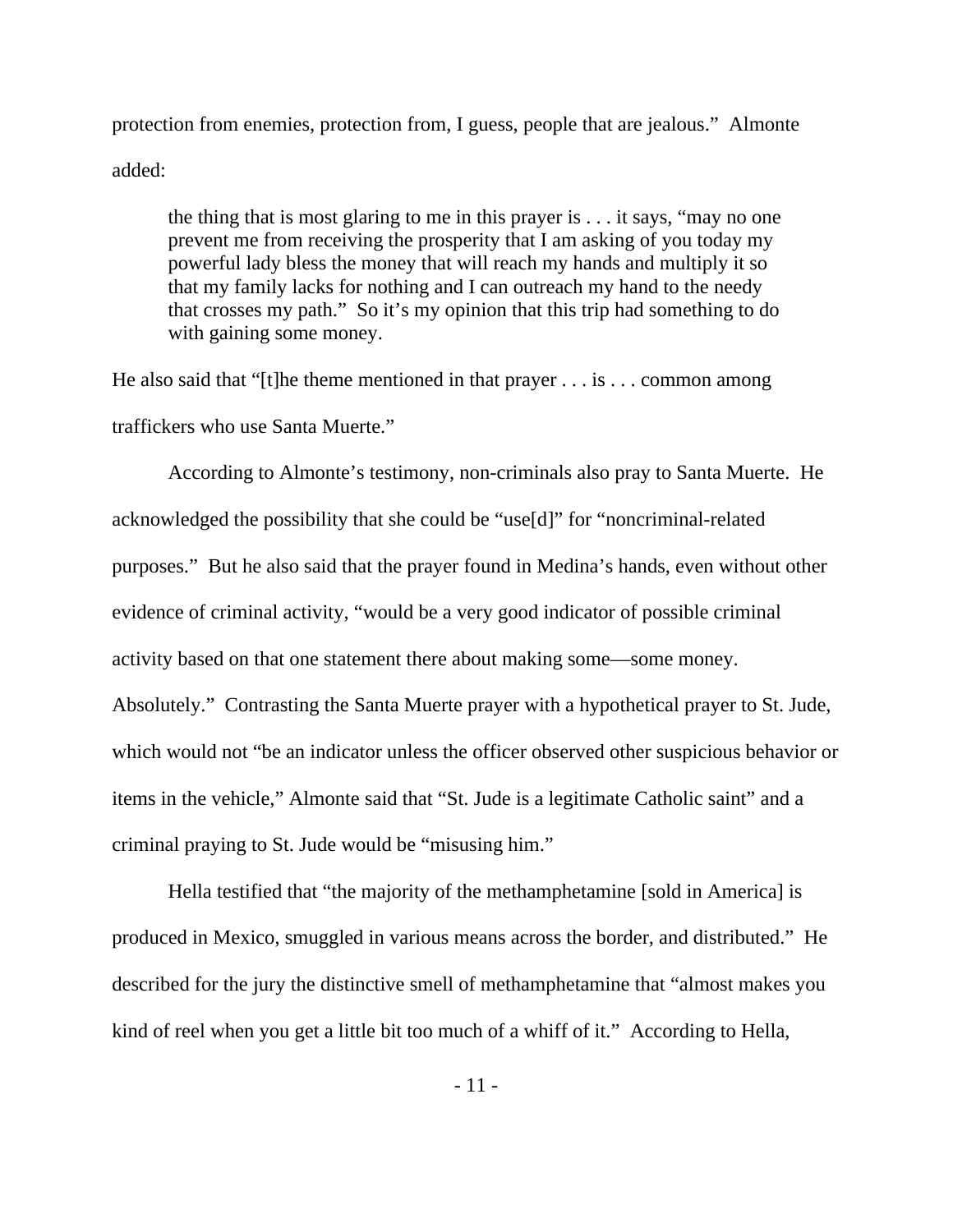protection from enemies, protection from, I guess, people that are jealous." Almonte added:

> the thing that is most glaring to me in this prayer is . . . it says, "may no one prevent me from receiving the prosperity that I am asking of you today my powerful lady bless the money that will reach my hands and multiply it so that my family lacks for nothing and I can outreach my hand to the needy that crosses my path." So it's my opinion that this trip had something to do with gaining some money.

He also said that "[t]he theme mentioned in that prayer . . . is . . . common among traffickers who use Santa Muerte."

According to Almonte's testimony, non-criminals also pray to Santa Muerte. He acknowledged the possibility that she could be "use[d]" for "noncriminal-related purposes." But he also said that the prayer found in Medina's hands, even without other evidence of criminal activity, "would be a very good indicator of possible criminal activity based on that one statement there about making some—some money. Absolutely." Contrasting the Santa Muerte prayer with a hypothetical prayer to St. Jude, which would not "be an indicator unless the officer observed other suspicious behavior or items in the vehicle," Almonte said that "St. Jude is a legitimate Catholic saint" and a criminal praying to St. Jude would be "misusing him."

Hella testified that "the majority of the methamphetamine [sold in America] is produced in Mexico, smuggled in various means across the border, and distributed." He described for the jury the distinctive smell of methamphetamine that "almost makes you kind of reel when you get a little bit too much of a whiff of it." According to Hella,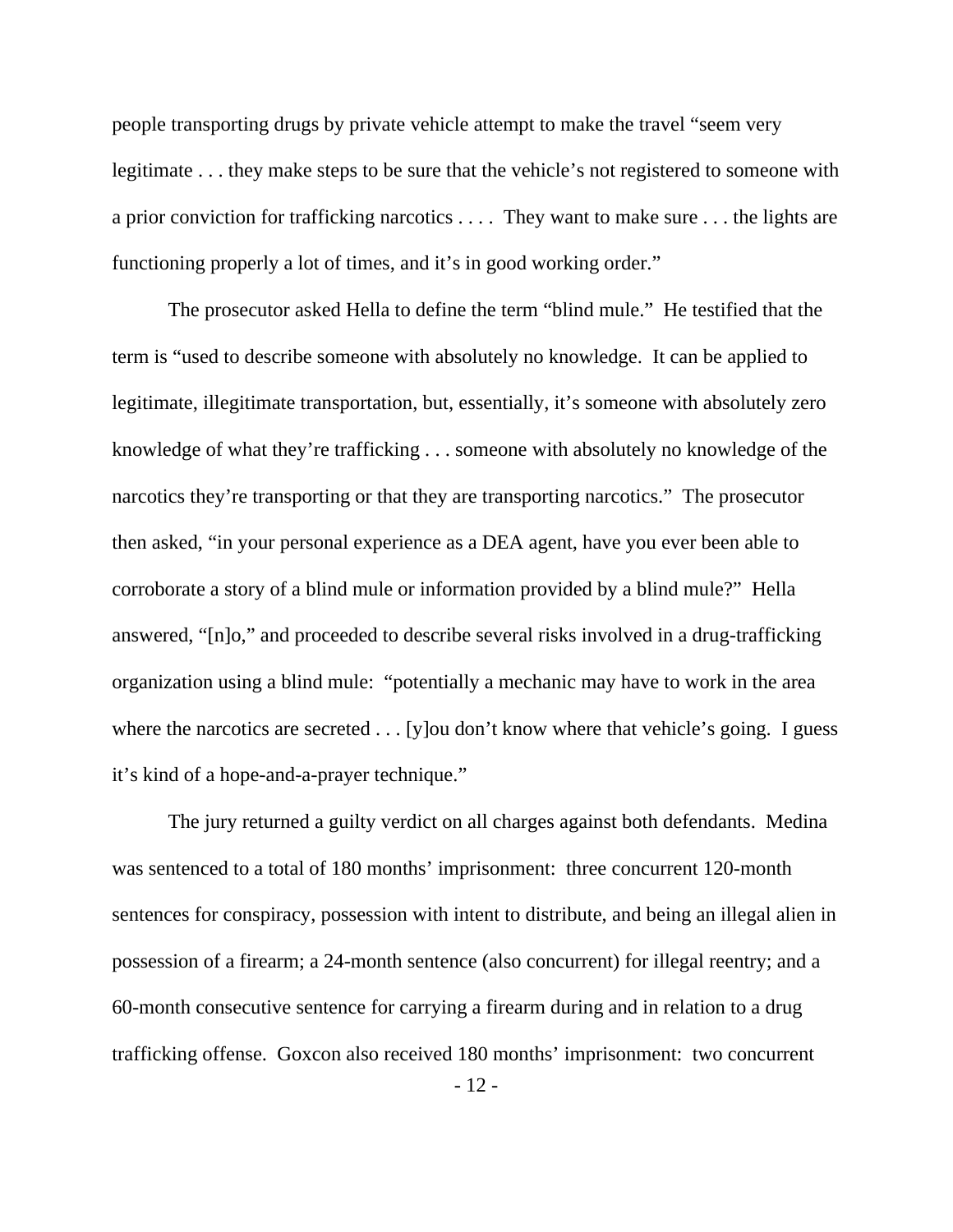people transporting drugs by private vehicle attempt to make the travel "seem very legitimate . . . they make steps to be sure that the vehicle's not registered to someone with a prior conviction for trafficking narcotics . . . . They want to make sure . . . the lights are functioning properly a lot of times, and it's in good working order."

The prosecutor asked Hella to define the term "blind mule." He testified that the term is "used to describe someone with absolutely no knowledge. It can be applied to legitimate, illegitimate transportation, but, essentially, it's someone with absolutely zero knowledge of what they're trafficking . . . someone with absolutely no knowledge of the narcotics they're transporting or that they are transporting narcotics." The prosecutor then asked, "in your personal experience as a DEA agent, have you ever been able to corroborate a story of a blind mule or information provided by a blind mule?" Hella answered, "[n]o," and proceeded to describe several risks involved in a drug-trafficking organization using a blind mule: "potentially a mechanic may have to work in the area where the narcotics are secreted . . . [y]ou don't know where that vehicle's going. I guess it's kind of a hope-and-a-prayer technique."

The jury returned a guilty verdict on all charges against both defendants. Medina was sentenced to a total of 180 months' imprisonment: three concurrent 120-month sentences for conspiracy, possession with intent to distribute, and being an illegal alien in possession of a firearm; a 24-month sentence (also concurrent) for illegal reentry; and a 60-month consecutive sentence for carrying a firearm during and in relation to a drug trafficking offense. Goxcon also received 180 months' imprisonment: two concurrent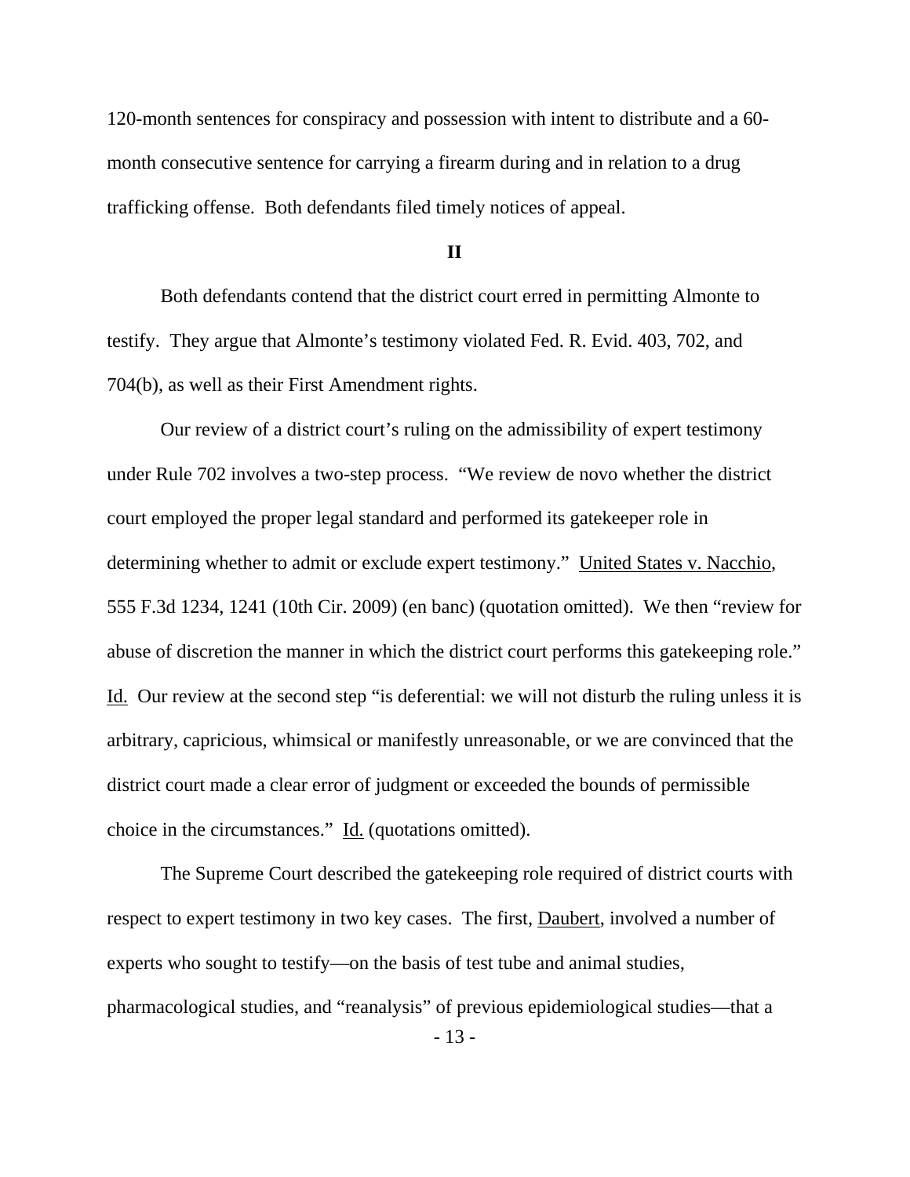120-month sentences for conspiracy and possession with intent to distribute and a 60-month consecutive sentence for carrying a firearm during and in relation to a drug trafficking offense. Both defendants filed timely notices of appeal.

## II

Both defendants contend that the district court erred in permitting Almonte to testify. They argue that Almonte's testimony violated Fed. R. Evid. 403, 702, and 704(b), as well as their First Amendment rights.

Our review of a district court's ruling on the admissibility of expert testimony under Rule 702 involves a two-step process. "We review de novo whether the district court employed the proper legal standard and performed its gatekeeper role in determining whether to admit or exclude expert testimony." United States v. Nacchio, 555 F.3d 1234, 1241 (10th Cir. 2009) (en banc) (quotation omitted). We then "review for abuse of discretion the manner in which the district court performs this gatekeeping role." Id. Our review at the second step "is deferential: we will not disturb the ruling unless it is arbitrary, capricious, whimsical or manifestly unreasonable, or we are convinced that the district court made a clear error of judgment or exceeded the bounds of permissible choice in the circumstances." Id. (quotations omitted).

The Supreme Court described the gatekeeping role required of district courts with respect to expert testimony in two key cases. The first, Daubert, involved a number of experts who sought to testify—on the basis of test tube and animal studies, pharmacological studies, and "reanalysis" of previous epidemiological studies—that a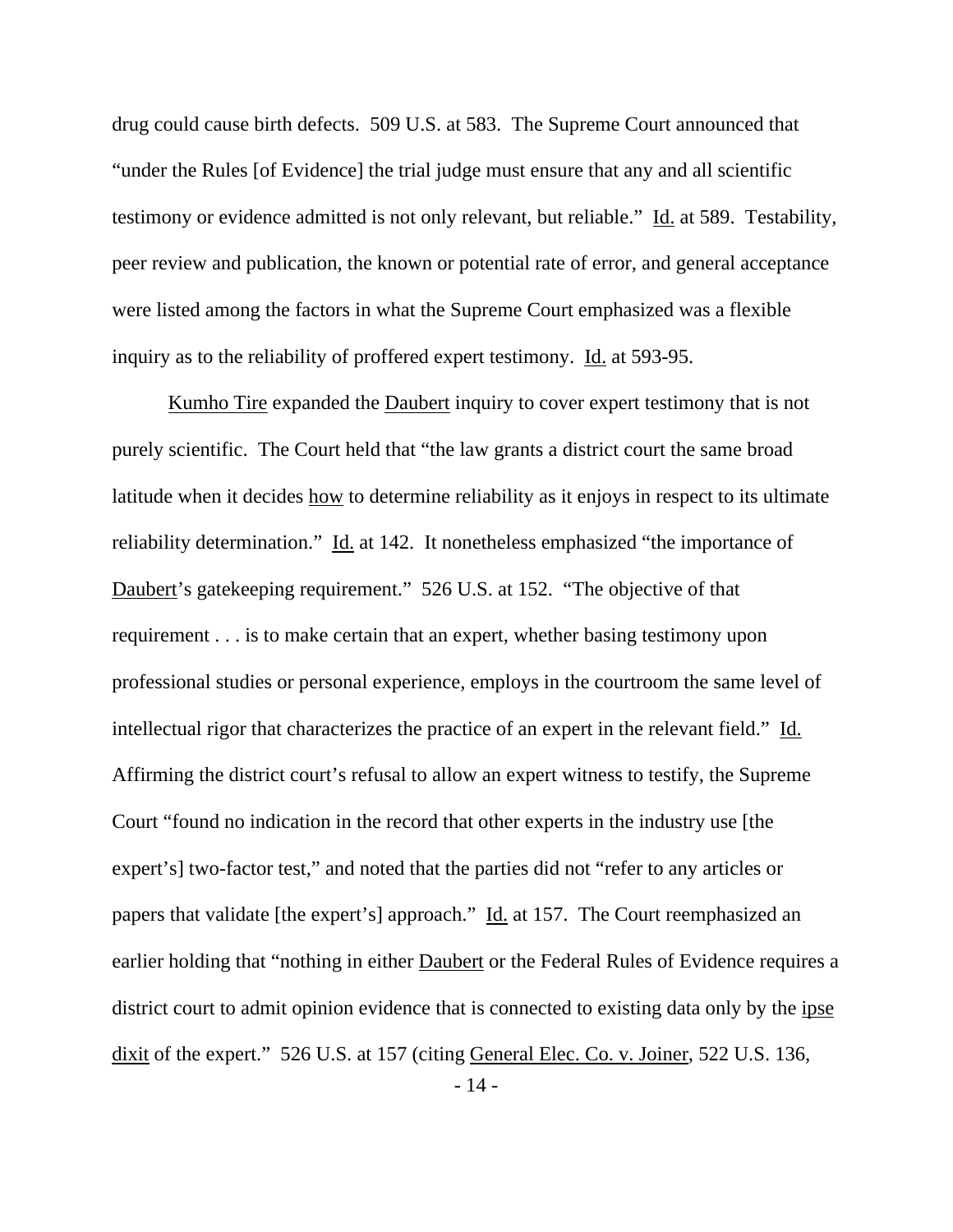drug could cause birth defects. 509 U.S. at 583. The Supreme Court announced that "under the Rules [of Evidence] the trial judge must ensure that any and all scientific testimony or evidence admitted is not only relevant, but reliable." Id. at 589. Testability, peer review and publication, the known or potential rate of error, and general acceptance were listed among the factors in what the Supreme Court emphasized was a flexible inquiry as to the reliability of proffered expert testimony. Id. at 593-95.

Kumho Tire expanded the Daubert inquiry to cover expert testimony that is not purely scientific. The Court held that "the law grants a district court the same broad latitude when it decides how to determine reliability as it enjoys in respect to its ultimate reliability determination." Id. at 142. It nonetheless emphasized "the importance of Daubert's gatekeeping requirement." 526 U.S. at 152. "The objective of that requirement . . . is to make certain that an expert, whether basing testimony upon professional studies or personal experience, employs in the courtroom the same level of intellectual rigor that characterizes the practice of an expert in the relevant field." Id. Affirming the district court's refusal to allow an expert witness to testify, the Supreme Court "found no indication in the record that other experts in the industry use [the expert's] two-factor test," and noted that the parties did not "refer to any articles or papers that validate [the expert's] approach." Id. at 157. The Court reemphasized an earlier holding that "nothing in either Daubert or the Federal Rules of Evidence requires a district court to admit opinion evidence that is connected to existing data only by the ipse dixit of the expert." 526 U.S. at 157 (citing General Elec. Co. v. Joiner, 522 U.S. 136,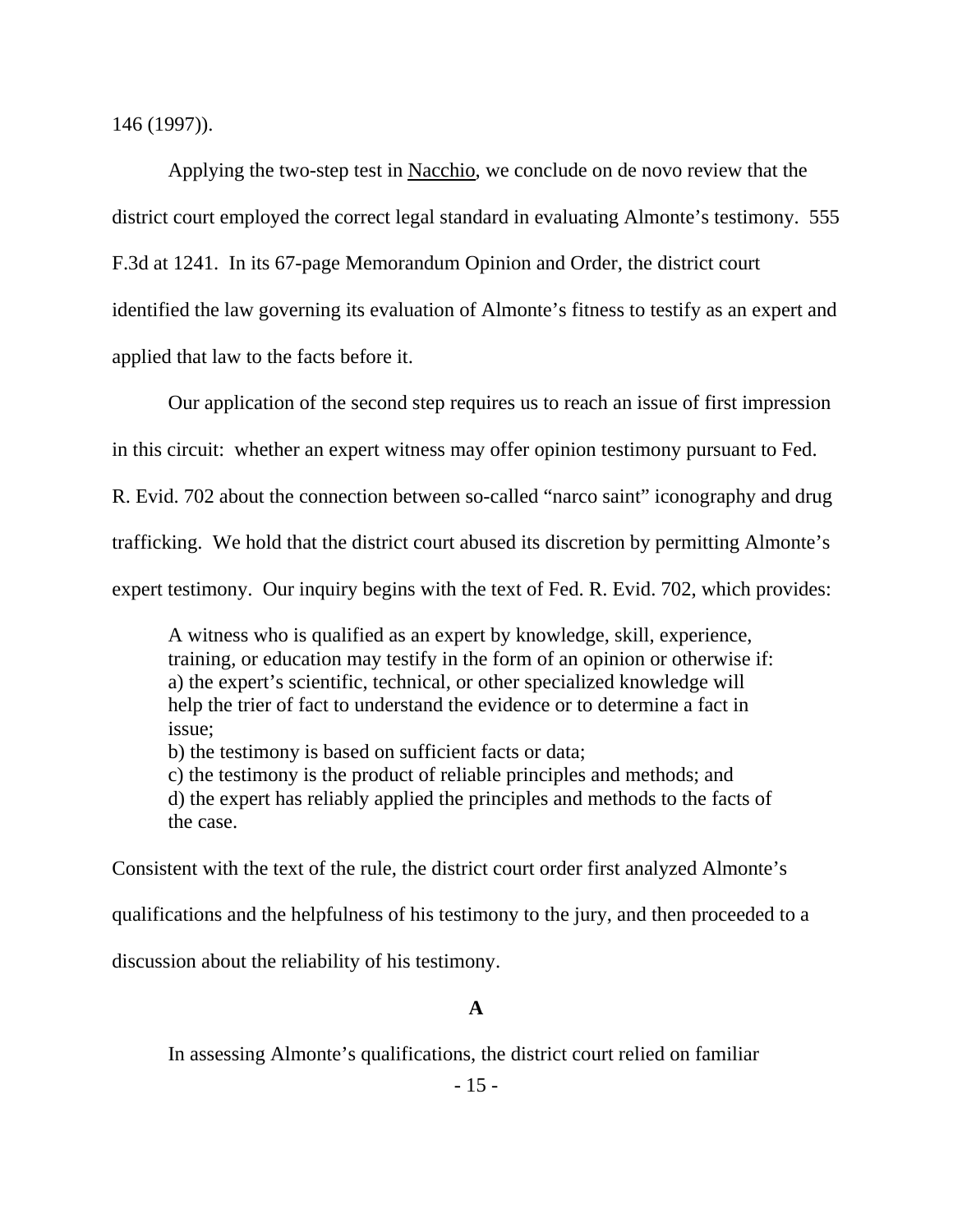146 (1997)).

Applying the two-step test in Nacchio, we conclude on de novo review that the district court employed the correct legal standard in evaluating Almonte's testimony. 555 F.3d at 1241. In its 67-page Memorandum Opinion and Order, the district court identified the law governing its evaluation of Almonte's fitness to testify as an expert and applied that law to the facts before it.

Our application of the second step requires us to reach an issue of first impression in this circuit: whether an expert witness may offer opinion testimony pursuant to Fed. R. Evid. 702 about the connection between so-called "narco saint" iconography and drug trafficking. We hold that the district court abused its discretion by permitting Almonte's expert testimony. Our inquiry begins with the text of Fed. R. Evid. 702, which provides:

> A witness who is qualified as an expert by knowledge, skill, experience, training, or education may testify in the form of an opinion or otherwise if:
> a) the expert's scientific, technical, or other specialized knowledge will help the trier of fact to understand the evidence or to determine a fact in issue;
> b) the testimony is based on sufficient facts or data;
> c) the testimony is the product of reliable principles and methods; and
> d) the expert has reliably applied the principles and methods to the facts of the case.

Consistent with the text of the rule, the district court order first analyzed Almonte's qualifications and the helpfulness of his testimony to the jury, and then proceeded to a discussion about the reliability of his testimony.

### A

In assessing Almonte's qualifications, the district court relied on familiar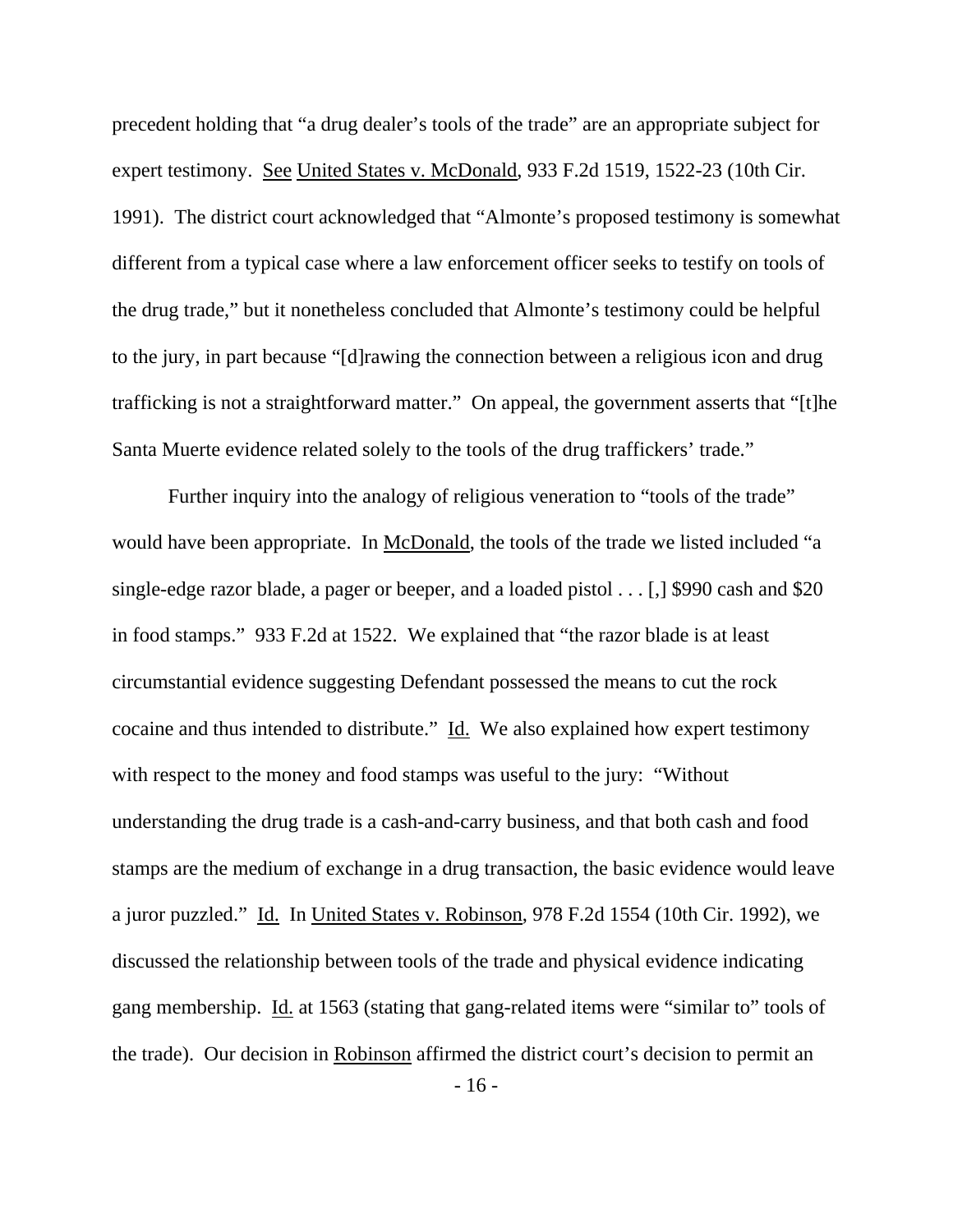precedent holding that "a drug dealer's tools of the trade" are an appropriate subject for expert testimony. See United States v. McDonald, 933 F.2d 1519, 1522-23 (10th Cir. 1991). The district court acknowledged that "Almonte's proposed testimony is somewhat different from a typical case where a law enforcement officer seeks to testify on tools of the drug trade," but it nonetheless concluded that Almonte's testimony could be helpful to the jury, in part because "[d]rawing the connection between a religious icon and drug trafficking is not a straightforward matter." On appeal, the government asserts that "[t]he Santa Muerte evidence related solely to the tools of the drug traffickers' trade."

Further inquiry into the analogy of religious veneration to "tools of the trade" would have been appropriate. In McDonald, the tools of the trade we listed included "a single-edge razor blade, a pager or beeper, and a loaded pistol . . . [,] $990 cash and $20 in food stamps." 933 F.2d at 1522. We explained that "the razor blade is at least circumstantial evidence suggesting Defendant possessed the means to cut the rock cocaine and thus intended to distribute." Id. We also explained how expert testimony with respect to the money and food stamps was useful to the jury: "Without understanding the drug trade is a cash-and-carry business, and that both cash and food stamps are the medium of exchange in a drug transaction, the basic evidence would leave a juror puzzled." Id. In United States v. Robinson, 978 F.2d 1554 (10th Cir. 1992), we discussed the relationship between tools of the trade and physical evidence indicating gang membership. Id. at 1563 (stating that gang-related items were "similar to" tools of the trade). Our decision in Robinson affirmed the district court's decision to permit an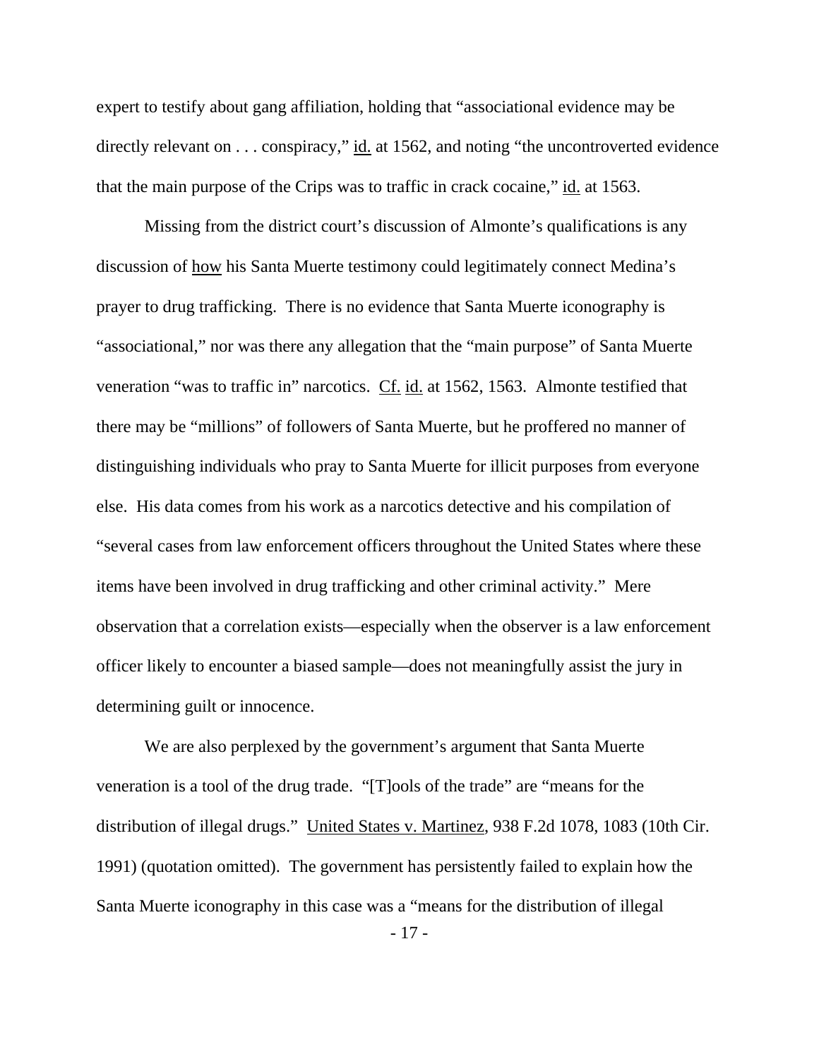expert to testify about gang affiliation, holding that "associational evidence may be directly relevant on . . . conspiracy," id. at 1562, and noting "the uncontroverted evidence that the main purpose of the Crips was to traffic in crack cocaine," id. at 1563.

Missing from the district court's discussion of Almonte's qualifications is any discussion of how his Santa Muerte testimony could legitimately connect Medina's prayer to drug trafficking. There is no evidence that Santa Muerte iconography is "associational," nor was there any allegation that the "main purpose" of Santa Muerte veneration "was to traffic in" narcotics. Cf. id. at 1562, 1563. Almonte testified that there may be "millions" of followers of Santa Muerte, but he proffered no manner of distinguishing individuals who pray to Santa Muerte for illicit purposes from everyone else. His data comes from his work as a narcotics detective and his compilation of "several cases from law enforcement officers throughout the United States where these items have been involved in drug trafficking and other criminal activity." Mere observation that a correlation exists—especially when the observer is a law enforcement officer likely to encounter a biased sample—does not meaningfully assist the jury in determining guilt or innocence.

We are also perplexed by the government's argument that Santa Muerte veneration is a tool of the drug trade. "[T]ools of the trade" are "means for the distribution of illegal drugs." United States v. Martinez, 938 F.2d 1078, 1083 (10th Cir. 1991) (quotation omitted). The government has persistently failed to explain how the Santa Muerte iconography in this case was a "means for the distribution of illegal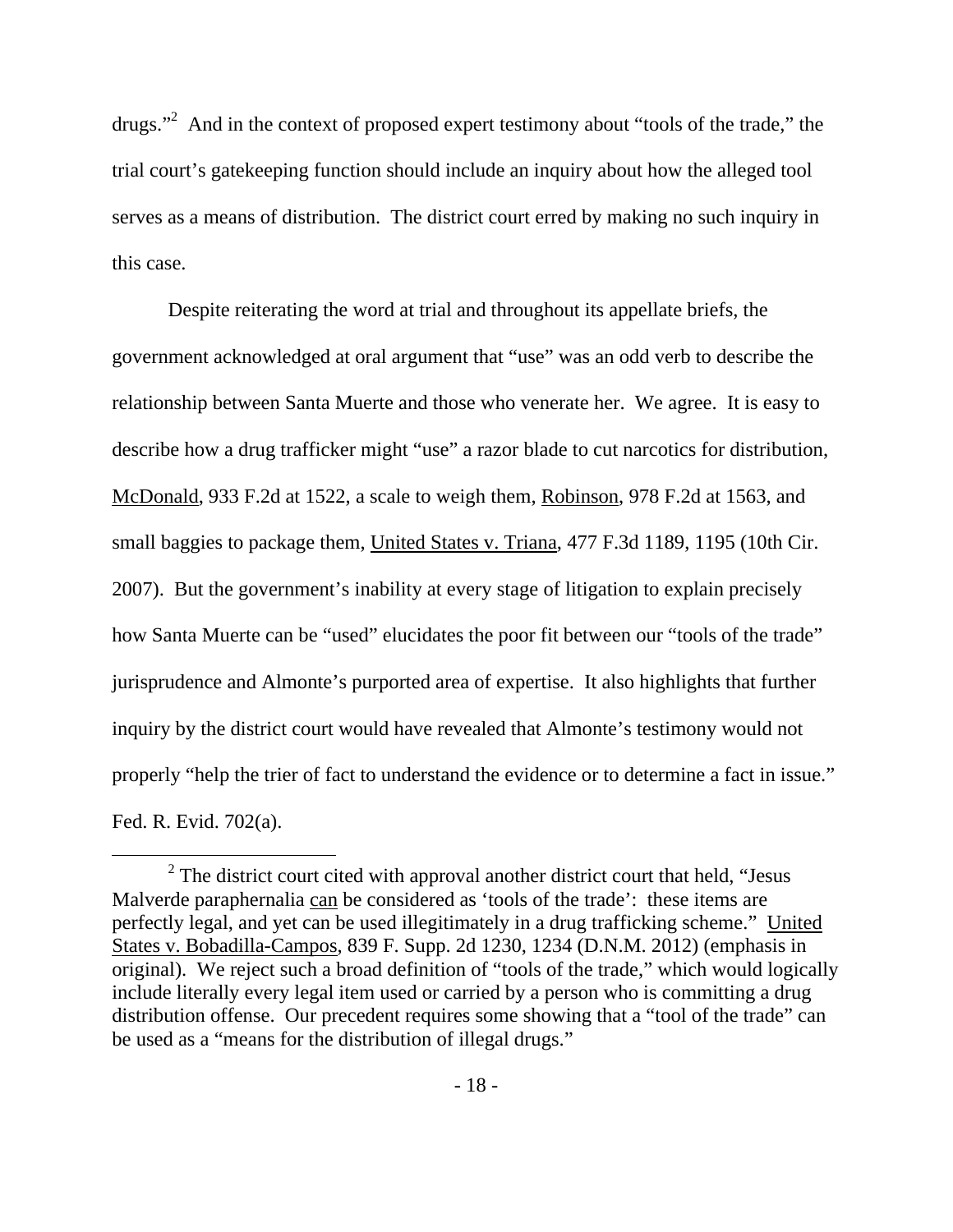drugs."[2] And in the context of proposed expert testimony about "tools of the trade," the trial court's gatekeeping function should include an inquiry about how the alleged tool serves as a means of distribution. The district court erred by making no such inquiry in this case.

Despite reiterating the word at trial and throughout its appellate briefs, the government acknowledged at oral argument that "use" was an odd verb to describe the relationship between Santa Muerte and those who venerate her. We agree. It is easy to describe how a drug trafficker might "use" a razor blade to cut narcotics for distribution, McDonald, 933 F.2d at 1522, a scale to weigh them, Robinson, 978 F.2d at 1563, and small baggies to package them, United States v. Triana, 477 F.3d 1189, 1195 (10th Cir. 2007). But the government's inability at every stage of litigation to explain precisely how Santa Muerte can be "used" elucidates the poor fit between our "tools of the trade" jurisprudence and Almonte's purported area of expertise. It also highlights that further inquiry by the district court would have revealed that Almonte's testimony would not properly "help the trier of fact to understand the evidence or to determine a fact in issue." Fed. R. Evid. 702(a).

[2] The district court cited with approval another district court that held, "Jesus Malverde paraphernalia can be considered as 'tools of the trade': these items are perfectly legal, and yet can be used illegitimately in a drug trafficking scheme." United States v. Bobadilla-Campos, 839 F. Supp. 2d 1230, 1234 (D.N.M. 2012) (emphasis in original). We reject such a broad definition of "tools of the trade," which would logically include literally every legal item used or carried by a person who is committing a drug distribution offense. Our precedent requires some showing that a "tool of the trade" can be used as a "means for the distribution of illegal drugs."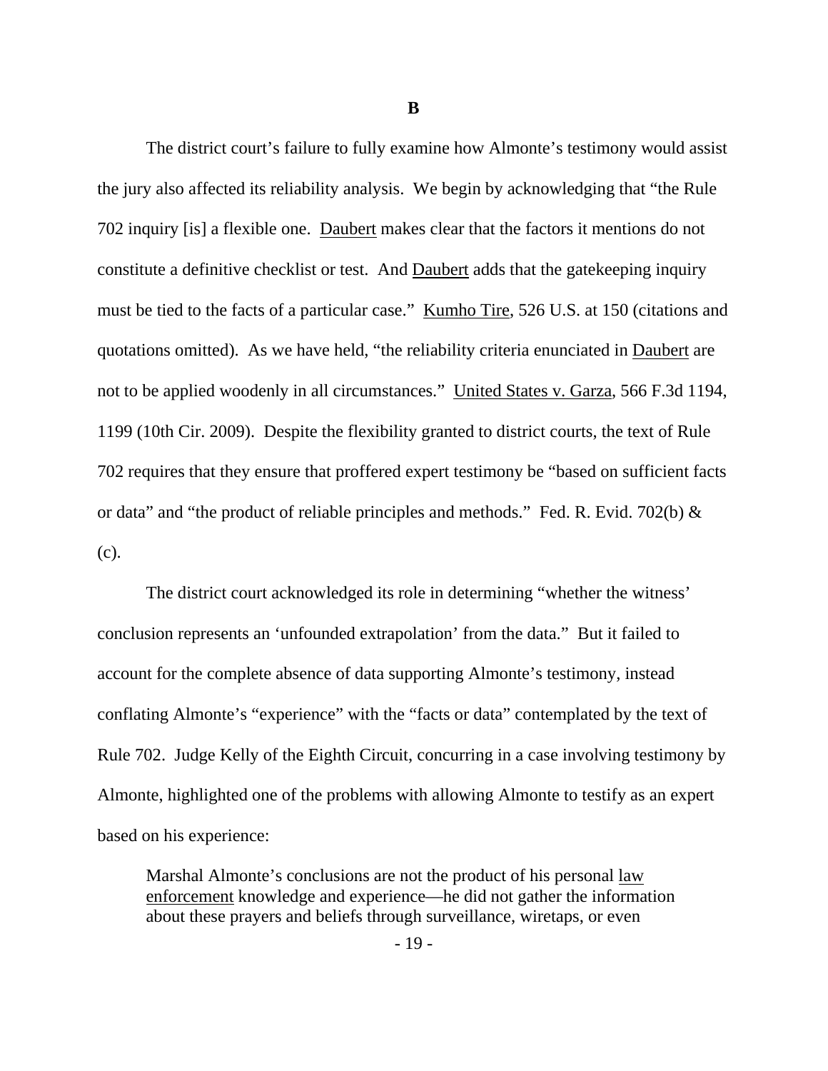**B**

The district court's failure to fully examine how Almonte's testimony would assist the jury also affected its reliability analysis. We begin by acknowledging that "the Rule 702 inquiry [is] a flexible one. Daubert makes clear that the factors it mentions do not constitute a definitive checklist or test. And Daubert adds that the gatekeeping inquiry must be tied to the facts of a particular case." Kumho Tire, 526 U.S. at 150 (citations and quotations omitted). As we have held, "the reliability criteria enunciated in Daubert are not to be applied woodenly in all circumstances." United States v. Garza, 566 F.3d 1194, 1199 (10th Cir. 2009). Despite the flexibility granted to district courts, the text of Rule 702 requires that they ensure that proffered expert testimony be "based on sufficient facts or data" and "the product of reliable principles and methods." Fed. R. Evid. 702(b) & (c).

The district court acknowledged its role in determining "whether the witness' conclusion represents an 'unfounded extrapolation' from the data." But it failed to account for the complete absence of data supporting Almonte's testimony, instead conflating Almonte's "experience" with the "facts or data" contemplated by the text of Rule 702. Judge Kelly of the Eighth Circuit, concurring in a case involving testimony by Almonte, highlighted one of the problems with allowing Almonte to testify as an expert based on his experience:

> Marshal Almonte's conclusions are not the product of his personal law enforcement knowledge and experience—he did not gather the information about these prayers and beliefs through surveillance, wiretaps, or even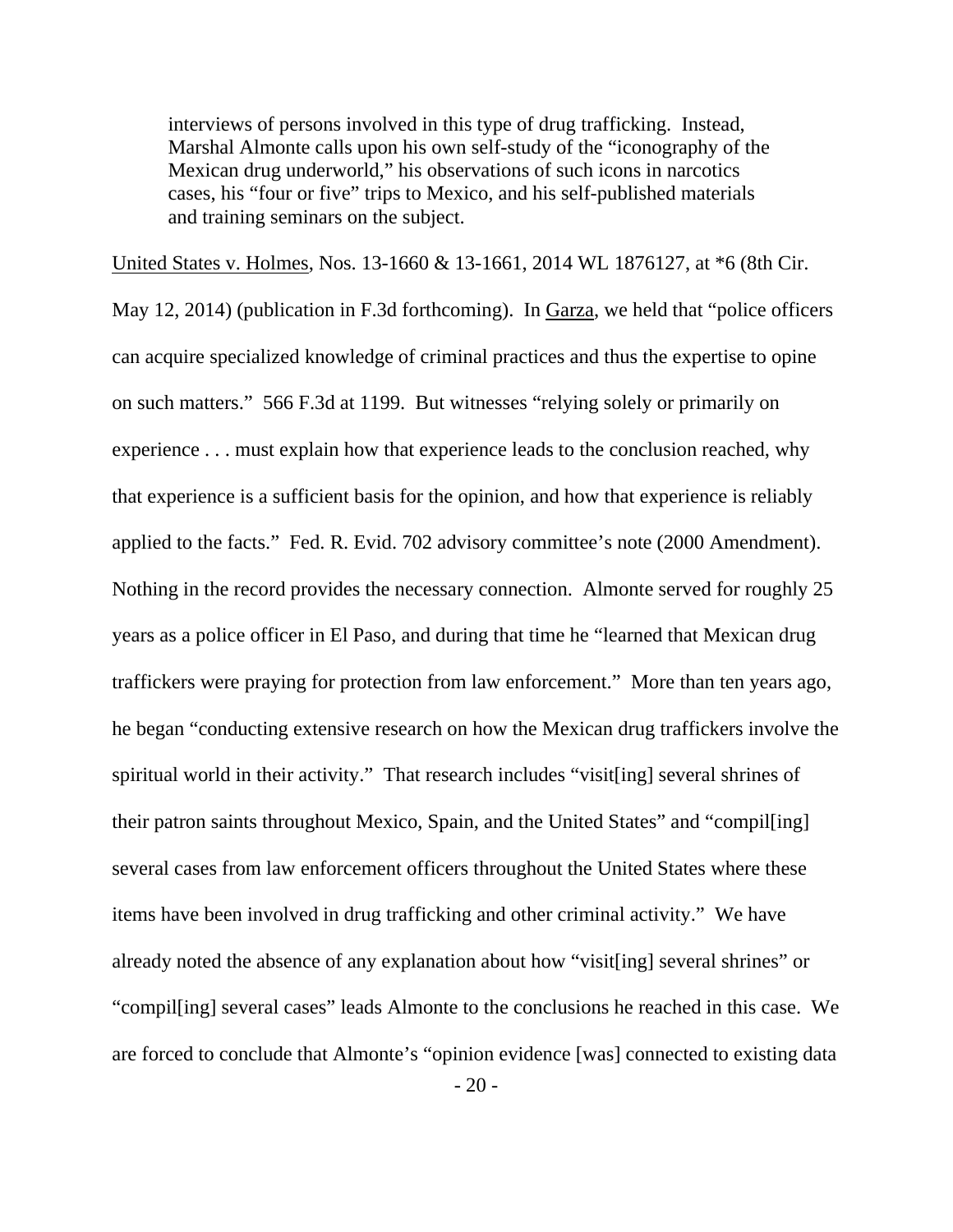> interviews of persons involved in this type of drug trafficking. Instead, Marshal Almonte calls upon his own self-study of the "iconography of the Mexican drug underworld," his observations of such icons in narcotics cases, his "four or five" trips to Mexico, and his self-published materials and training seminars on the subject.

United States v. Holmes, Nos. 13-1660 & 13-1661, 2014 WL 1876127, at *6 (8th Cir. May 12, 2014) (publication in F.3d forthcoming). In Garza, we held that "police officers can acquire specialized knowledge of criminal practices and thus the expertise to opine on such matters." 566 F.3d at 1199. But witnesses "relying solely or primarily on experience . . . must explain how that experience leads to the conclusion reached, why that experience is a sufficient basis for the opinion, and how that experience is reliably applied to the facts." Fed. R. Evid. 702 advisory committee's note (2000 Amendment). Nothing in the record provides the necessary connection. Almonte served for roughly 25 years as a police officer in El Paso, and during that time he "learned that Mexican drug traffickers were praying for protection from law enforcement." More than ten years ago, he began "conducting extensive research on how the Mexican drug traffickers involve the spiritual world in their activity." That research includes "visit[ing] several shrines of their patron saints throughout Mexico, Spain, and the United States" and "compil[ing] several cases from law enforcement officers throughout the United States where these items have been involved in drug trafficking and other criminal activity." We have already noted the absence of any explanation about how "visit[ing] several shrines" or "compil[ing] several cases" leads Almonte to the conclusions he reached in this case. We are forced to conclude that Almonte's "opinion evidence [was] connected to existing data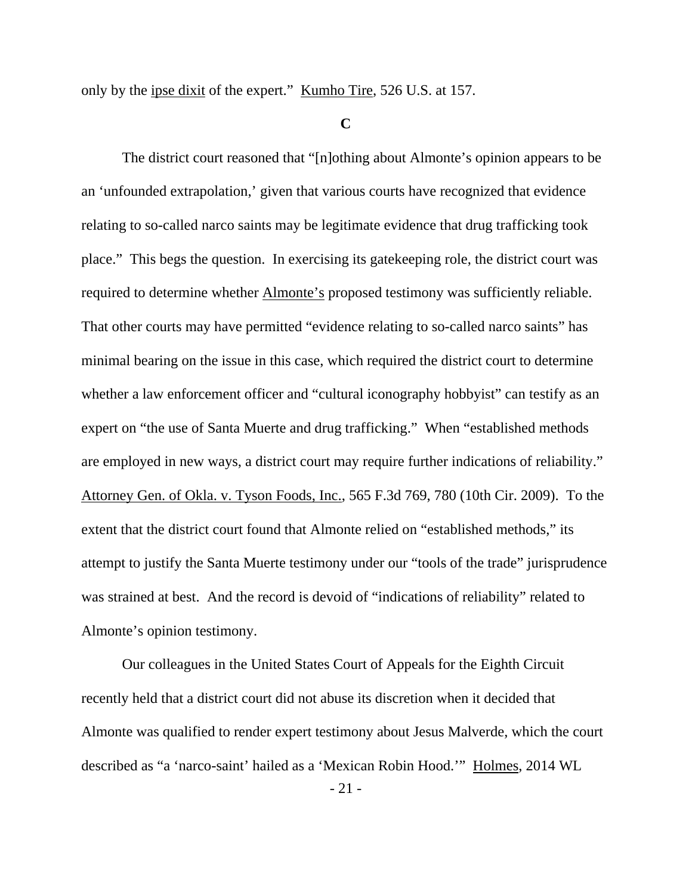only by the ipse dixit of the expert." Kumho Tire, 526 U.S. at 157.

### C

The district court reasoned that "[n]othing about Almonte's opinion appears to be an 'unfounded extrapolation,' given that various courts have recognized that evidence relating to so-called narco saints may be legitimate evidence that drug trafficking took place." This begs the question. In exercising its gatekeeping role, the district court was required to determine whether Almonte's proposed testimony was sufficiently reliable. That other courts may have permitted "evidence relating to so-called narco saints" has minimal bearing on the issue in this case, which required the district court to determine whether a law enforcement officer and "cultural iconography hobbyist" can testify as an expert on "the use of Santa Muerte and drug trafficking." When "established methods are employed in new ways, a district court may require further indications of reliability." Attorney Gen. of Okla. v. Tyson Foods, Inc., 565 F.3d 769, 780 (10th Cir. 2009). To the extent that the district court found that Almonte relied on "established methods," its attempt to justify the Santa Muerte testimony under our "tools of the trade" jurisprudence was strained at best. And the record is devoid of "indications of reliability" related to Almonte's opinion testimony.

Our colleagues in the United States Court of Appeals for the Eighth Circuit recently held that a district court did not abuse its discretion when it decided that Almonte was qualified to render expert testimony about Jesus Malverde, which the court described as "a 'narco-saint' hailed as a 'Mexican Robin Hood.'" Holmes, 2014 WL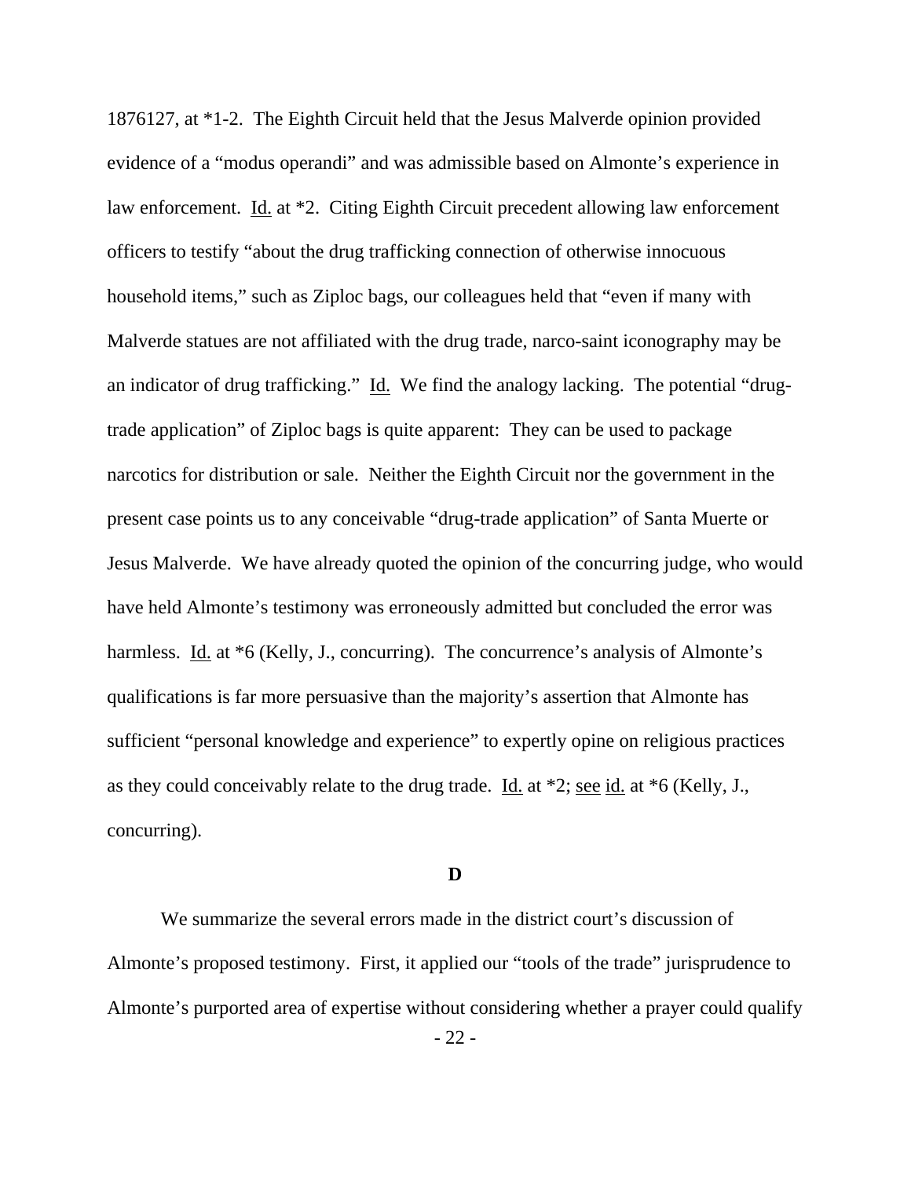1876127, at *1-2. The Eighth Circuit held that the Jesus Malverde opinion provided evidence of a "modus operandi" and was admissible based on Almonte's experience in law enforcement. Id. at *2. Citing Eighth Circuit precedent allowing law enforcement officers to testify "about the drug trafficking connection of otherwise innocuous household items," such as Ziploc bags, our colleagues held that "even if many with Malverde statues are not affiliated with the drug trade, narco-saint iconography may be an indicator of drug trafficking." Id. We find the analogy lacking. The potential "drug-trade application" of Ziploc bags is quite apparent: They can be used to package narcotics for distribution or sale. Neither the Eighth Circuit nor the government in the present case points us to any conceivable "drug-trade application" of Santa Muerte or Jesus Malverde. We have already quoted the opinion of the concurring judge, who would have held Almonte's testimony was erroneously admitted but concluded the error was harmless. Id. at *6 (Kelly, J., concurring). The concurrence's analysis of Almonte's qualifications is far more persuasive than the majority's assertion that Almonte has sufficient "personal knowledge and experience" to expertly opine on religious practices as they could conceivably relate to the drug trade. Id. at *2; see id. at *6 (Kelly, J., concurring).

### D

We summarize the several errors made in the district court's discussion of Almonte's proposed testimony. First, it applied our "tools of the trade" jurisprudence to Almonte's purported area of expertise without considering whether a prayer could qualify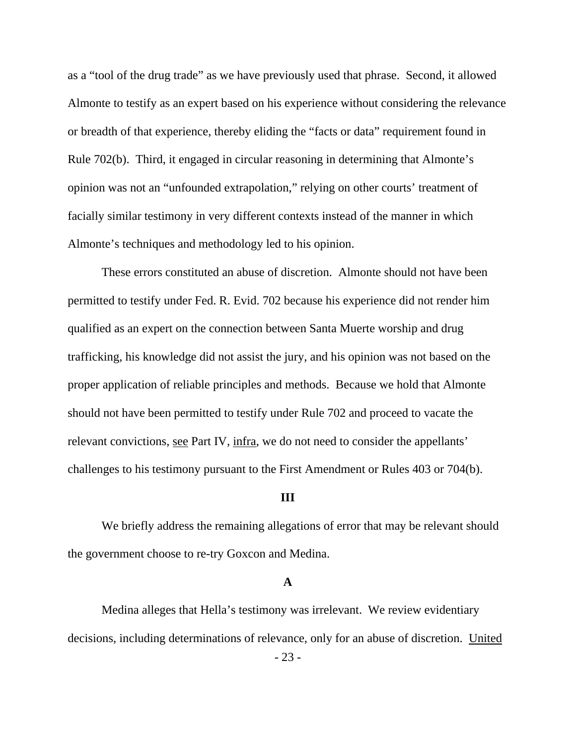as a "tool of the drug trade" as we have previously used that phrase. Second, it allowed Almonte to testify as an expert based on his experience without considering the relevance or breadth of that experience, thereby eliding the "facts or data" requirement found in Rule 702(b). Third, it engaged in circular reasoning in determining that Almonte's opinion was not an "unfounded extrapolation," relying on other courts' treatment of facially similar testimony in very different contexts instead of the manner in which Almonte's techniques and methodology led to his opinion.

These errors constituted an abuse of discretion. Almonte should not have been permitted to testify under Fed. R. Evid. 702 because his experience did not render him qualified as an expert on the connection between Santa Muerte worship and drug trafficking, his knowledge did not assist the jury, and his opinion was not based on the proper application of reliable principles and methods. Because we hold that Almonte should not have been permitted to testify under Rule 702 and proceed to vacate the relevant convictions, see Part IV, infra, we do not need to consider the appellants' challenges to his testimony pursuant to the First Amendment or Rules 403 or 704(b).

## III

We briefly address the remaining allegations of error that may be relevant should the government choose to re-try Goxcon and Medina.

### A

Medina alleges that Hella's testimony was irrelevant. We review evidentiary decisions, including determinations of relevance, only for an abuse of discretion. United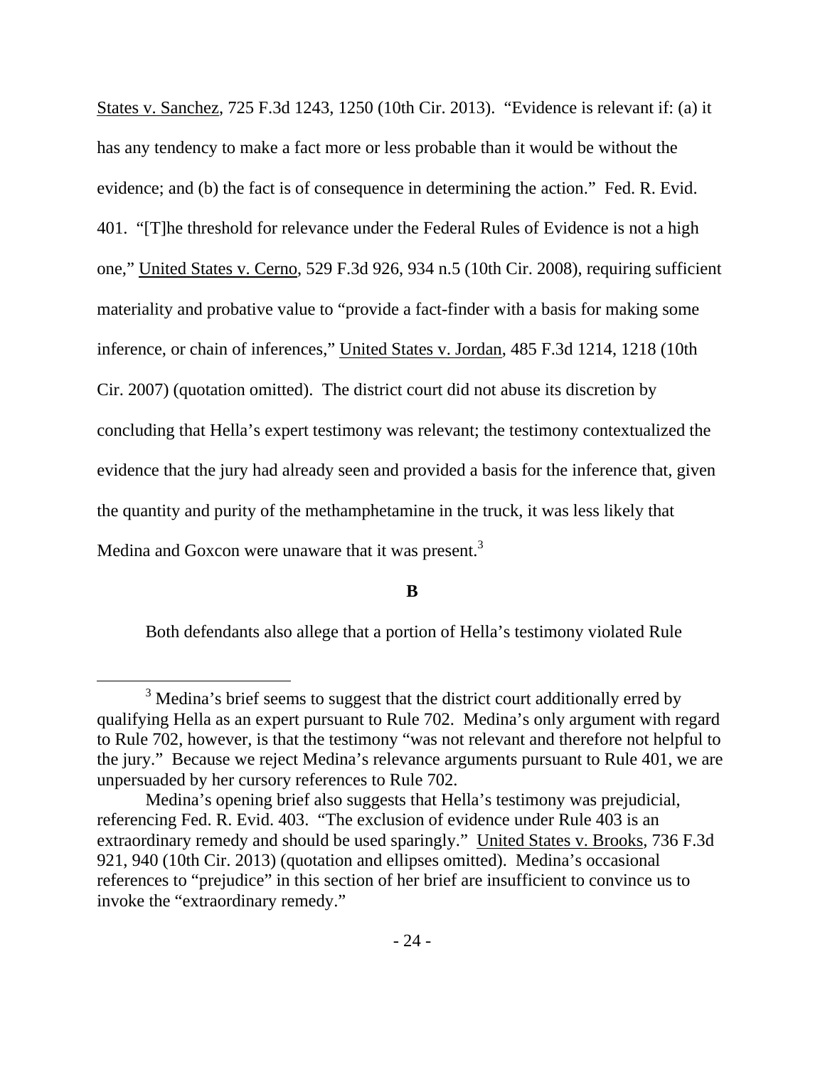States v. Sanchez, 725 F.3d 1243, 1250 (10th Cir. 2013). "Evidence is relevant if: (a) it has any tendency to make a fact more or less probable than it would be without the evidence; and (b) the fact is of consequence in determining the action." Fed. R. Evid. 401. "[T]he threshold for relevance under the Federal Rules of Evidence is not a high one," United States v. Cerno, 529 F.3d 926, 934 n.5 (10th Cir. 2008), requiring sufficient materiality and probative value to "provide a fact-finder with a basis for making some inference, or chain of inferences," United States v. Jordan, 485 F.3d 1214, 1218 (10th Cir. 2007) (quotation omitted). The district court did not abuse its discretion by concluding that Hella's expert testimony was relevant; the testimony contextualized the evidence that the jury had already seen and provided a basis for the inference that, given the quantity and purity of the methamphetamine in the truck, it was less likely that Medina and Goxcon were unaware that it was present.[3]

**B**

Both defendants also allege that a portion of Hella's testimony violated Rule

[3] Medina's brief seems to suggest that the district court additionally erred by qualifying Hella as an expert pursuant to Rule 702. Medina's only argument with regard to Rule 702, however, is that the testimony "was not relevant and therefore not helpful to the jury." Because we reject Medina's relevance arguments pursuant to Rule 401, we are unpersuaded by her cursory references to Rule 702.

Medina's opening brief also suggests that Hella's testimony was prejudicial, referencing Fed. R. Evid. 403. "The exclusion of evidence under Rule 403 is an extraordinary remedy and should be used sparingly." United States v. Brooks, 736 F.3d 921, 940 (10th Cir. 2013) (quotation and ellipses omitted). Medina's occasional references to "prejudice" in this section of her brief are insufficient to convince us to invoke the "extraordinary remedy."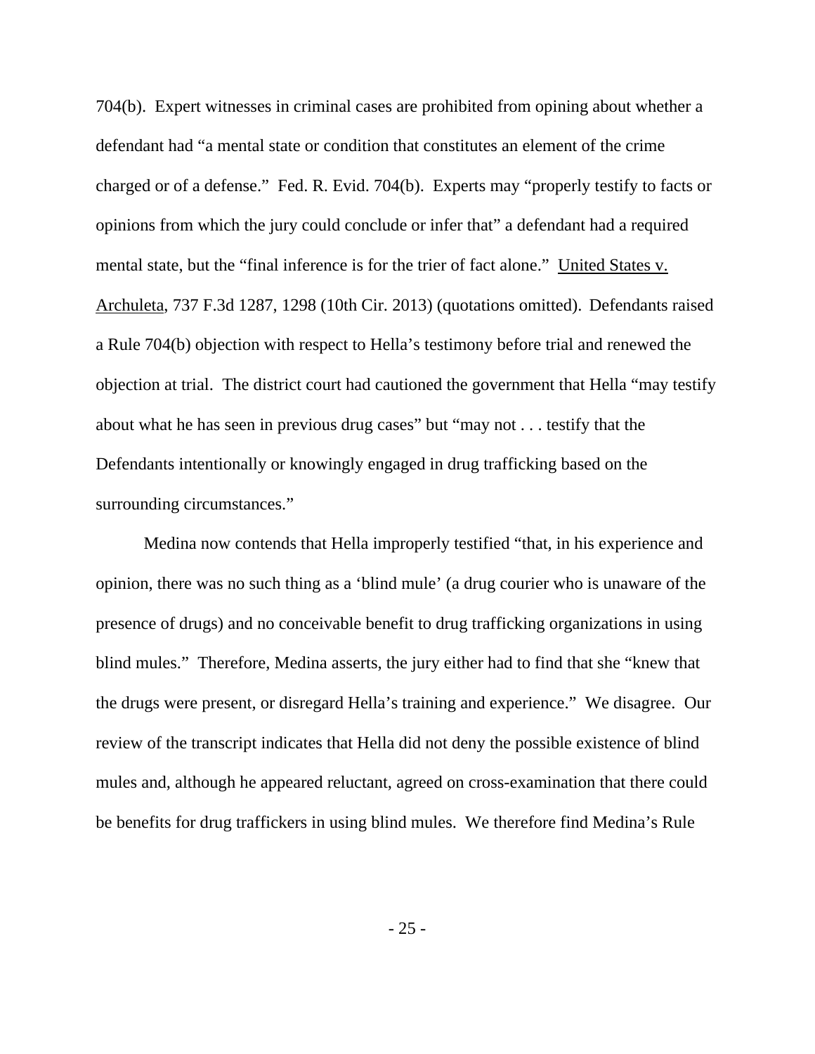704(b). Expert witnesses in criminal cases are prohibited from opining about whether a defendant had "a mental state or condition that constitutes an element of the crime charged or of a defense." Fed. R. Evid. 704(b). Experts may "properly testify to facts or opinions from which the jury could conclude or infer that" a defendant had a required mental state, but the "final inference is for the trier of fact alone." United States v. Archuleta, 737 F.3d 1287, 1298 (10th Cir. 2013) (quotations omitted). Defendants raised a Rule 704(b) objection with respect to Hella's testimony before trial and renewed the objection at trial. The district court had cautioned the government that Hella "may testify about what he has seen in previous drug cases" but "may not . . . testify that the Defendants intentionally or knowingly engaged in drug trafficking based on the surrounding circumstances."

Medina now contends that Hella improperly testified "that, in his experience and opinion, there was no such thing as a 'blind mule' (a drug courier who is unaware of the presence of drugs) and no conceivable benefit to drug trafficking organizations in using blind mules." Therefore, Medina asserts, the jury either had to find that she "knew that the drugs were present, or disregard Hella's training and experience." We disagree. Our review of the transcript indicates that Hella did not deny the possible existence of blind mules and, although he appeared reluctant, agreed on cross-examination that there could be benefits for drug traffickers in using blind mules. We therefore find Medina's Rule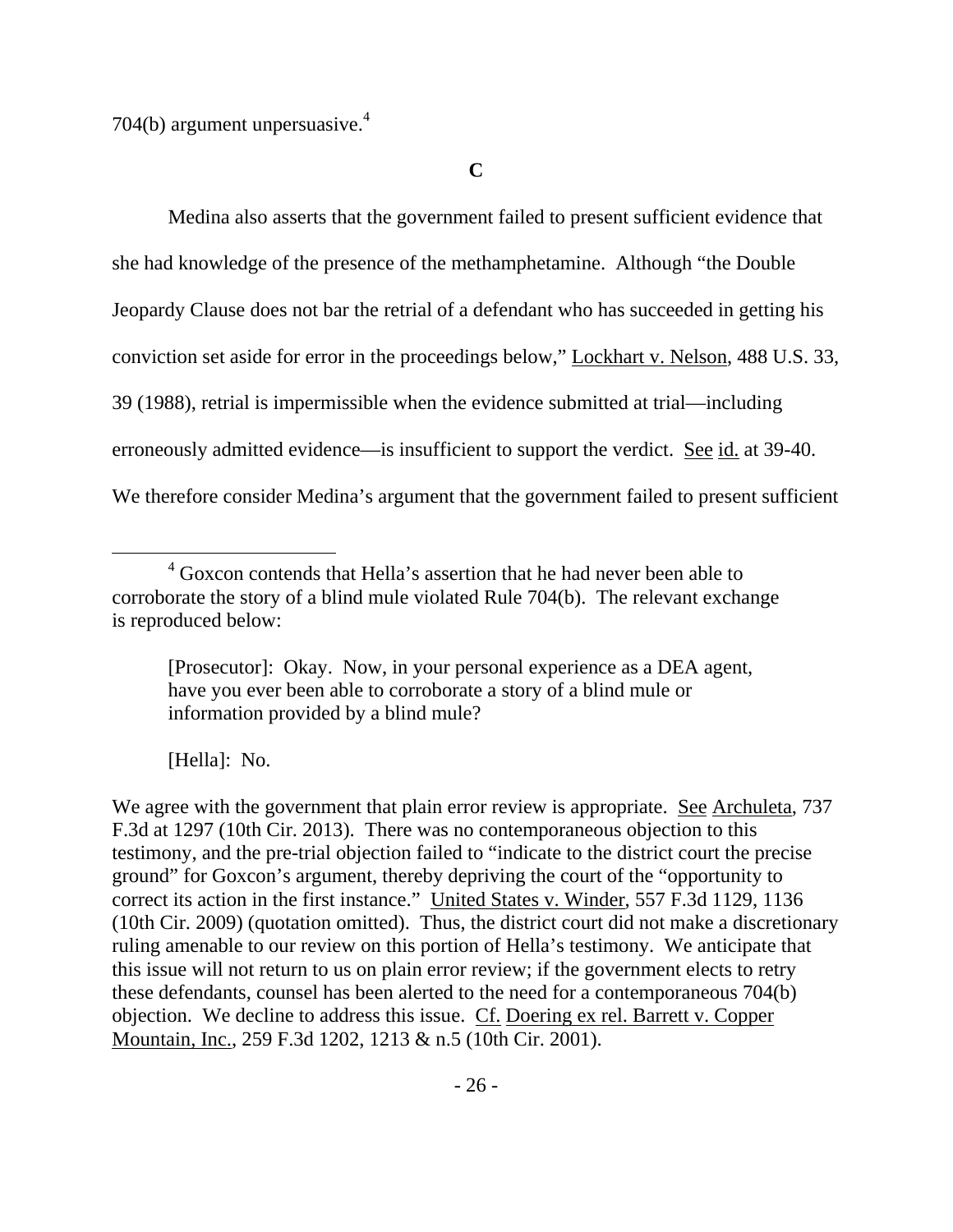704(b) argument unpersuasive.[4]

**C**

Medina also asserts that the government failed to present sufficient evidence that she had knowledge of the presence of the methamphetamine. Although "the Double Jeopardy Clause does not bar the retrial of a defendant who has succeeded in getting his conviction set aside for error in the proceedings below," Lockhart v. Nelson, 488 U.S. 33, 39 (1988), retrial is impermissible when the evidence submitted at trial—including erroneously admitted evidence—is insufficient to support the verdict. See id. at 39-40. We therefore consider Medina's argument that the government failed to present sufficient

---

[4] Goxcon contends that Hella's assertion that he had never been able to corroborate the story of a blind mule violated Rule 704(b). The relevant exchange is reproduced below:

> [Prosecutor]: Okay. Now, in your personal experience as a DEA agent, have you ever been able to corroborate a story of a blind mule or information provided by a blind mule?
>
> [Hella]: No.

We agree with the government that plain error review is appropriate. See Archuleta, 737 F.3d at 1297 (10th Cir. 2013). There was no contemporaneous objection to this testimony, and the pre-trial objection failed to "indicate to the district court the precise ground" for Goxcon's argument, thereby depriving the court of the "opportunity to correct its action in the first instance." United States v. Winder, 557 F.3d 1129, 1136 (10th Cir. 2009) (quotation omitted). Thus, the district court did not make a discretionary ruling amenable to our review on this portion of Hella's testimony. We anticipate that this issue will not return to us on plain error review; if the government elects to retry these defendants, counsel has been alerted to the need for a contemporaneous 704(b) objection. We decline to address this issue. Cf. Doering ex rel. Barrett v. Copper Mountain, Inc., 259 F.3d 1202, 1213 & n.5 (10th Cir. 2001).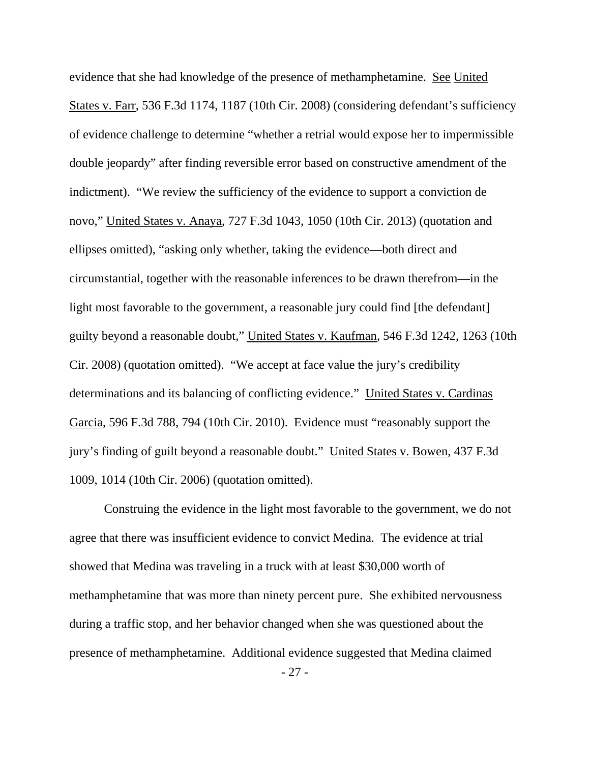evidence that she had knowledge of the presence of methamphetamine. See United States v. Farr, 536 F.3d 1174, 1187 (10th Cir. 2008) (considering defendant's sufficiency of evidence challenge to determine "whether a retrial would expose her to impermissible double jeopardy" after finding reversible error based on constructive amendment of the indictment). "We review the sufficiency of the evidence to support a conviction de novo," United States v. Anaya, 727 F.3d 1043, 1050 (10th Cir. 2013) (quotation and ellipses omitted), "asking only whether, taking the evidence—both direct and circumstantial, together with the reasonable inferences to be drawn therefrom—in the light most favorable to the government, a reasonable jury could find [the defendant] guilty beyond a reasonable doubt," United States v. Kaufman, 546 F.3d 1242, 1263 (10th Cir. 2008) (quotation omitted). "We accept at face value the jury's credibility determinations and its balancing of conflicting evidence." United States v. Cardinas Garcia, 596 F.3d 788, 794 (10th Cir. 2010). Evidence must "reasonably support the jury's finding of guilt beyond a reasonable doubt." United States v. Bowen, 437 F.3d 1009, 1014 (10th Cir. 2006) (quotation omitted).

Construing the evidence in the light most favorable to the government, we do not agree that there was insufficient evidence to convict Medina. The evidence at trial showed that Medina was traveling in a truck with at least $30,000 worth of methamphetamine that was more than ninety percent pure. She exhibited nervousness during a traffic stop, and her behavior changed when she was questioned about the presence of methamphetamine. Additional evidence suggested that Medina claimed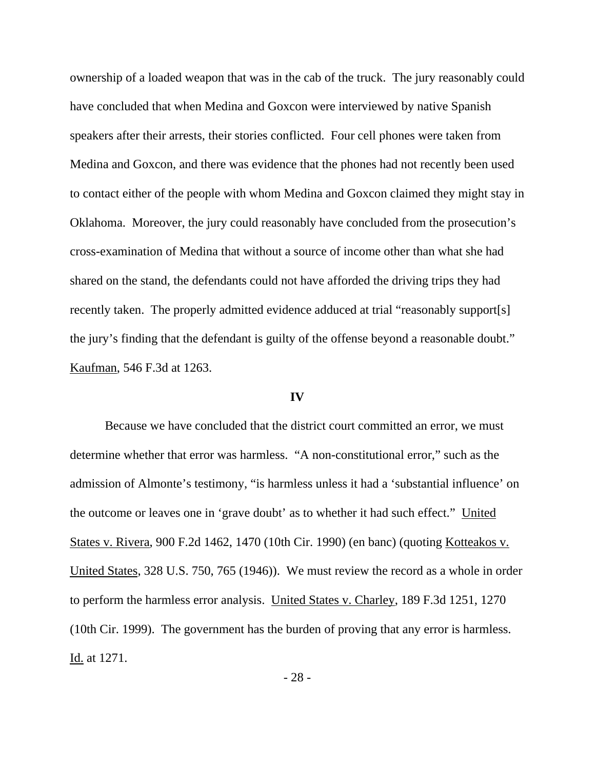ownership of a loaded weapon that was in the cab of the truck. The jury reasonably could have concluded that when Medina and Goxcon were interviewed by native Spanish speakers after their arrests, their stories conflicted. Four cell phones were taken from Medina and Goxcon, and there was evidence that the phones had not recently been used to contact either of the people with whom Medina and Goxcon claimed they might stay in Oklahoma. Moreover, the jury could reasonably have concluded from the prosecution's cross-examination of Medina that without a source of income other than what she had shared on the stand, the defendants could not have afforded the driving trips they had recently taken. The properly admitted evidence adduced at trial "reasonably support[s] the jury's finding that the defendant is guilty of the offense beyond a reasonable doubt." Kaufman, 546 F.3d at 1263.

## IV

Because we have concluded that the district court committed an error, we must determine whether that error was harmless. "A non-constitutional error," such as the admission of Almonte's testimony, "is harmless unless it had a 'substantial influence' on the outcome or leaves one in 'grave doubt' as to whether it had such effect." United States v. Rivera, 900 F.2d 1462, 1470 (10th Cir. 1990) (en banc) (quoting Kotteakos v. United States, 328 U.S. 750, 765 (1946)). We must review the record as a whole in order to perform the harmless error analysis. United States v. Charley, 189 F.3d 1251, 1270 (10th Cir. 1999). The government has the burden of proving that any error is harmless. Id. at 1271.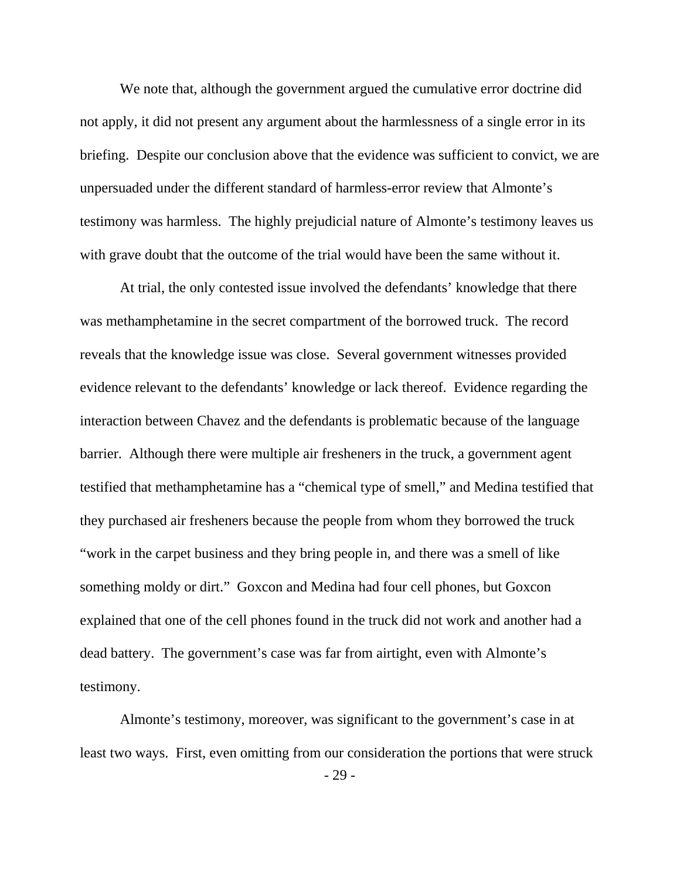We note that, although the government argued the cumulative error doctrine did not apply, it did not present any argument about the harmlessness of a single error in its briefing. Despite our conclusion above that the evidence was sufficient to convict, we are unpersuaded under the different standard of harmless-error review that Almonte's testimony was harmless. The highly prejudicial nature of Almonte's testimony leaves us with grave doubt that the outcome of the trial would have been the same without it.

At trial, the only contested issue involved the defendants' knowledge that there was methamphetamine in the secret compartment of the borrowed truck. The record reveals that the knowledge issue was close. Several government witnesses provided evidence relevant to the defendants' knowledge or lack thereof. Evidence regarding the interaction between Chavez and the defendants is problematic because of the language barrier. Although there were multiple air fresheners in the truck, a government agent testified that methamphetamine has a "chemical type of smell," and Medina testified that they purchased air fresheners because the people from whom they borrowed the truck "work in the carpet business and they bring people in, and there was a smell of like something moldy or dirt." Goxcon and Medina had four cell phones, but Goxcon explained that one of the cell phones found in the truck did not work and another had a dead battery. The government's case was far from airtight, even with Almonte's testimony.

Almonte's testimony, moreover, was significant to the government's case in at least two ways. First, even omitting from our consideration the portions that were struck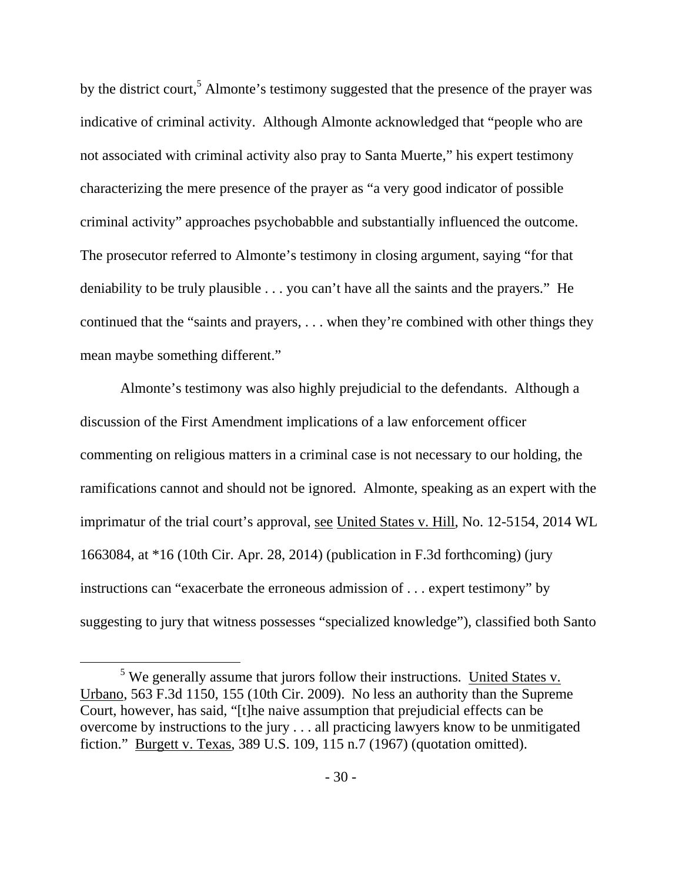by the district court,[5] Almonte's testimony suggested that the presence of the prayer was indicative of criminal activity. Although Almonte acknowledged that "people who are not associated with criminal activity also pray to Santa Muerte," his expert testimony characterizing the mere presence of the prayer as "a very good indicator of possible criminal activity" approaches psychobabble and substantially influenced the outcome. The prosecutor referred to Almonte's testimony in closing argument, saying "for that deniability to be truly plausible . . . you can't have all the saints and the prayers." He continued that the "saints and prayers, . . . when they're combined with other things they mean maybe something different."

Almonte's testimony was also highly prejudicial to the defendants. Although a discussion of the First Amendment implications of a law enforcement officer commenting on religious matters in a criminal case is not necessary to our holding, the ramifications cannot and should not be ignored. Almonte, speaking as an expert with the imprimatur of the trial court's approval, see United States v. Hill, No. 12-5154, 2014 WL 1663084, at *16 (10th Cir. Apr. 28, 2014) (publication in F.3d forthcoming) (jury instructions can "exacerbate the erroneous admission of . . . expert testimony" by suggesting to jury that witness possesses "specialized knowledge"), classified both Santo

---

[5] We generally assume that jurors follow their instructions. United States v. Urbano, 563 F.3d 1150, 155 (10th Cir. 2009). No less an authority than the Supreme Court, however, has said, "[t]he naive assumption that prejudicial effects can be overcome by instructions to the jury . . . all practicing lawyers know to be unmitigated fiction." Burgett v. Texas, 389 U.S. 109, 115 n.7 (1967) (quotation omitted).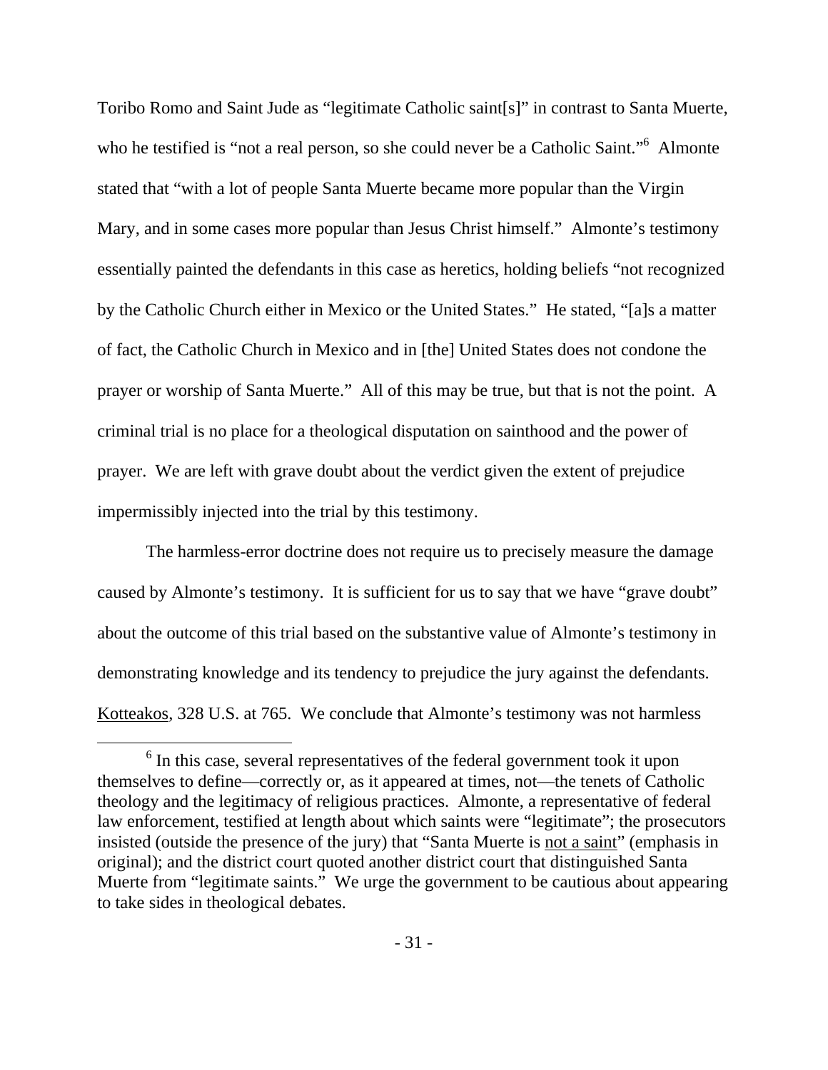Toribo Romo and Saint Jude as "legitimate Catholic saint[s]" in contrast to Santa Muerte, who he testified is "not a real person, so she could never be a Catholic Saint."[6] Almonte stated that "with a lot of people Santa Muerte became more popular than the Virgin Mary, and in some cases more popular than Jesus Christ himself." Almonte's testimony essentially painted the defendants in this case as heretics, holding beliefs "not recognized by the Catholic Church either in Mexico or the United States." He stated, "[a]s a matter of fact, the Catholic Church in Mexico and in [the] United States does not condone the prayer or worship of Santa Muerte." All of this may be true, but that is not the point. A criminal trial is no place for a theological disputation on sainthood and the power of prayer. We are left with grave doubt about the verdict given the extent of prejudice impermissibly injected into the trial by this testimony.

The harmless-error doctrine does not require us to precisely measure the damage caused by Almonte's testimony. It is sufficient for us to say that we have "grave doubt" about the outcome of this trial based on the substantive value of Almonte's testimony in demonstrating knowledge and its tendency to prejudice the jury against the defendants. Kotteakos, 328 U.S. at 765. We conclude that Almonte's testimony was not harmless

[6] In this case, several representatives of the federal government took it upon themselves to define—correctly or, as it appeared at times, not—the tenets of Catholic theology and the legitimacy of religious practices. Almonte, a representative of federal law enforcement, testified at length about which saints were "legitimate"; the prosecutors insisted (outside the presence of the jury) that "Santa Muerte is not a saint" (emphasis in original); and the district court quoted another district court that distinguished Santa Muerte from "legitimate saints." We urge the government to be cautious about appearing to take sides in theological debates.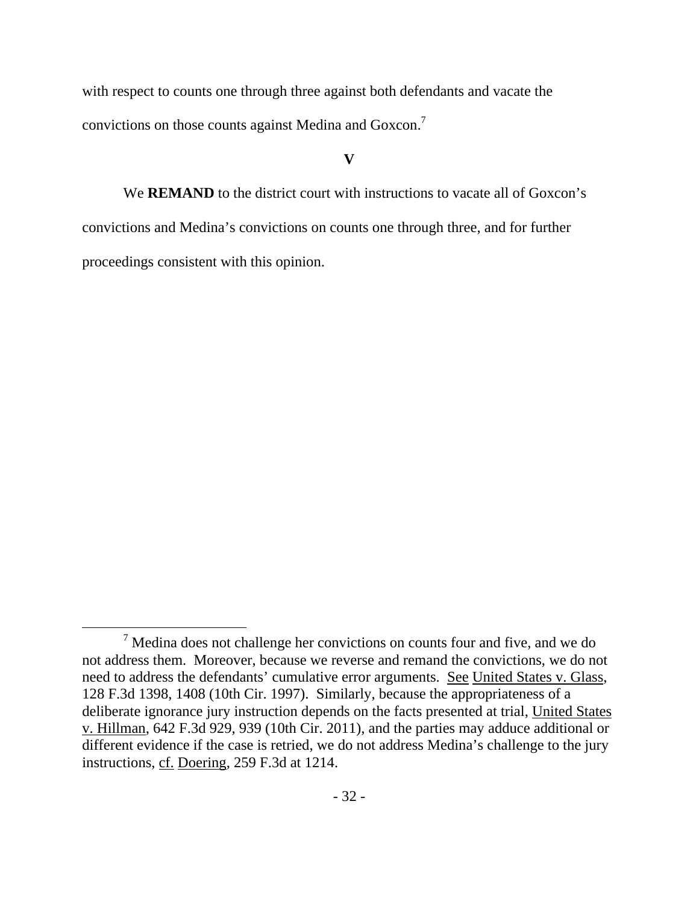with respect to counts one through three against both defendants and vacate the convictions on those counts against Medina and Goxcon.[7]

**V**

We **REMAND** to the district court with instructions to vacate all of Goxcon's convictions and Medina's convictions on counts one through three, and for further proceedings consistent with this opinion.

---

[7] Medina does not challenge her convictions on counts four and five, and we do not address them. Moreover, because we reverse and remand the convictions, we do not need to address the defendants' cumulative error arguments. See United States v. Glass, 128 F.3d 1398, 1408 (10th Cir. 1997). Similarly, because the appropriateness of a deliberate ignorance jury instruction depends on the facts presented at trial, United States v. Hillman, 642 F.3d 929, 939 (10th Cir. 2011), and the parties may adduce additional or different evidence if the case is retried, we do not address Medina's challenge to the jury instructions, cf. Doering, 259 F.3d at 1214.